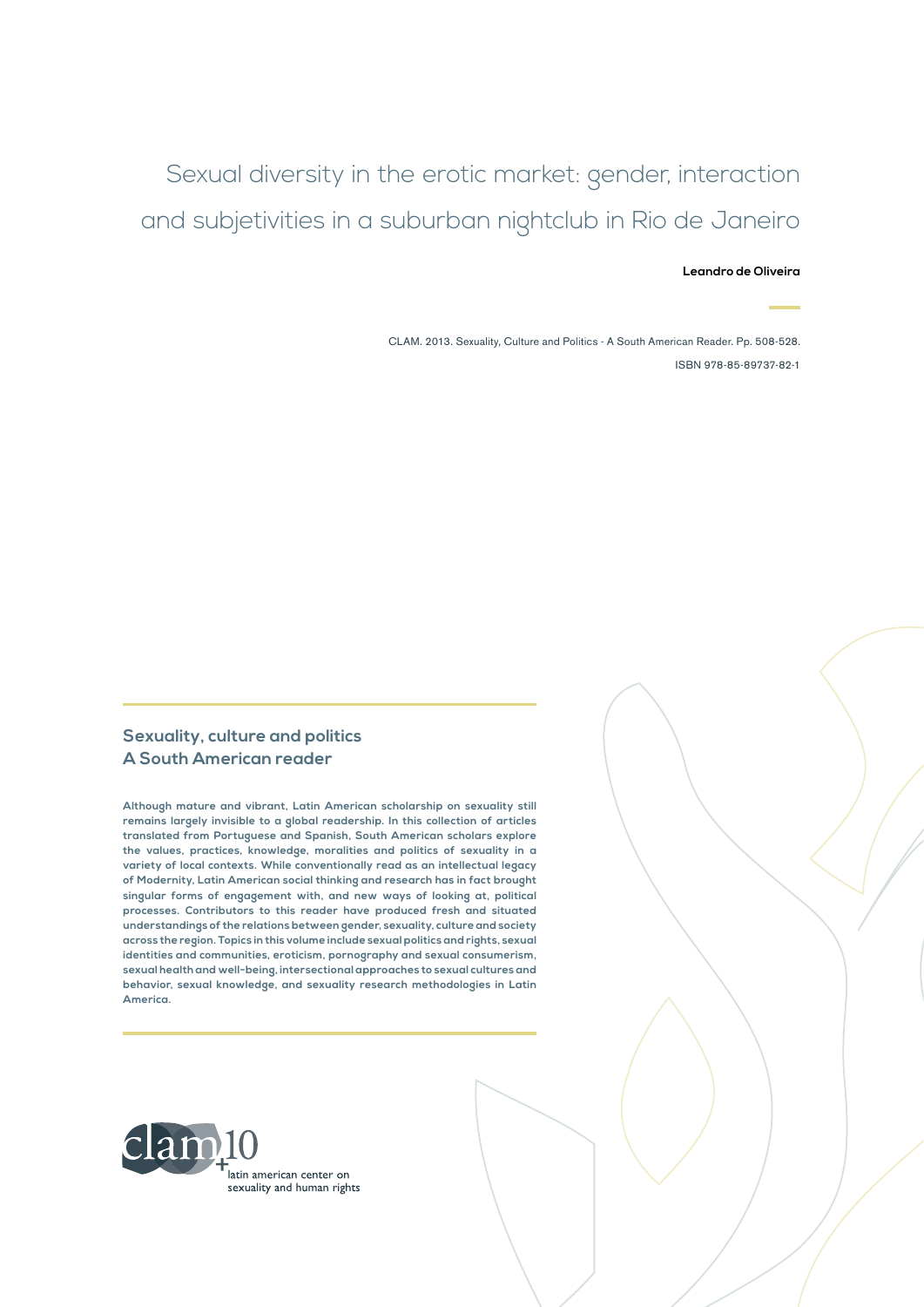# Sexual diversity in the erotic market: gender, interaction and subjetivities in a suburban nightclub in Rio de Janeiro

**Leandro de Oliveira**

CLAM. 2013. Sexuality, Culture and Politics - A South American Reader. Pp. 508-528.

ISBN 978-85-89737-82-1

## Sexuality, culture and politics
## A South American reader

**Although mature and vibrant, Latin American scholarship on sexuality still remains largely invisible to a global readership. In this collection of articles translated from Portuguese and Spanish, South American scholars explore the values, practices, knowledge, moralities and politics of sexuality in a variety of local contexts. While conventionally read as an intellectual legacy of Modernity, Latin American social thinking and research has in fact brought singular forms of engagement with, and new ways of looking at, political processes. Contributors to this reader have produced fresh and situated understandings of the relations between gender, sexuality, culture and society across the region. Topics in this volume include sexual politics and rights, sexual identities and communities, eroticism, pornography and sexual consumerism, sexual health and well-being, intersectional approaches to sexual cultures and behavior, sexual knowledge, and sexuality research methodologies in Latin America.**

clam+10

latin american center on sexuality and human rights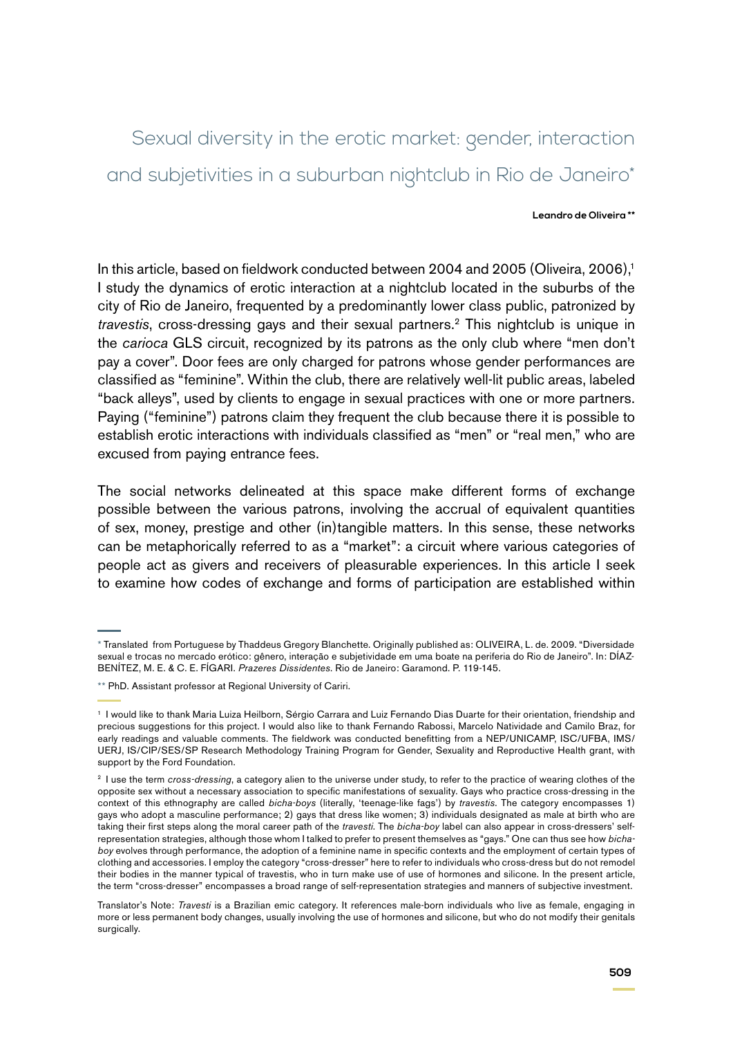# Sexual diversity in the erotic market: gender, interaction and subjetivities in a suburban nightclub in Rio de Janeiro*

**Leandro de Oliveira ****

In this article, based on fieldwork conducted between 2004 and 2005 (Oliveira, 2006),[1] I study the dynamics of erotic interaction at a nightclub located in the suburbs of the city of Rio de Janeiro, frequented by a predominantly lower class public, patronized by *travestis*, cross-dressing gays and their sexual partners.[2] This nightclub is unique in the *carioca* GLS circuit, recognized by its patrons as the only club where "men don't pay a cover". Door fees are only charged for patrons whose gender performances are classified as "feminine". Within the club, there are relatively well-lit public areas, labeled "back alleys", used by clients to engage in sexual practices with one or more partners. Paying ("feminine") patrons claim they frequent the club because there it is possible to establish erotic interactions with individuals classified as "men" or "real men," who are excused from paying entrance fees.

The social networks delineated at this space make different forms of exchange possible between the various patrons, involving the accrual of equivalent quantities of sex, money, prestige and other (in)tangible matters. In this sense, these networks can be metaphorically referred to as a "market": a circuit where various categories of people act as givers and receivers of pleasurable experiences. In this article I seek to examine how codes of exchange and forms of participation are established within

---

\* Translated from Portuguese by Thaddeus Gregory Blanchette. Originally published as: OLIVEIRA, L. de. 2009. "Diversidade sexual e trocas no mercado erótico: gênero, interação e subjetividade em uma boate na periferia do Rio de Janeiro". In: DÍAZ-BENÍTEZ, M. E. & C. E. FÍGARI. *Prazeres Dissidentes*. Rio de Janeiro: Garamond. P. 119-145.

\*\* PhD. Assistant professor at Regional University of Cariri.

[1] I would like to thank Maria Luiza Heilborn, Sérgio Carrara and Luiz Fernando Dias Duarte for their orientation, friendship and precious suggestions for this project. I would also like to thank Fernando Rabossi, Marcelo Natividade and Camilo Braz, for early readings and valuable comments. The fieldwork was conducted benefitting from a NEP/UNICAMP, ISC/UFBA, IMS/UERJ, IS/CIP/SES/SP Research Methodology Training Program for Gender, Sexuality and Reproductive Health grant, with support by the Ford Foundation.

[2] I use the term *cross-dressing*, a category alien to the universe under study, to refer to the practice of wearing clothes of the opposite sex without a necessary association to specific manifestations of sexuality. Gays who practice cross-dressing in the context of this ethnography are called *bicha-boys* (literally, 'teenage-like fags') by *travestis*. The category encompasses 1) gays who adopt a masculine performance; 2) gays that dress like women; 3) individuals designated as male at birth who are taking their first steps along the moral career path of the *travesti*. The *bicha-boy* label can also appear in cross-dressers' self-representation strategies, although those whom I talked to prefer to present themselves as "gays." One can thus see how *bicha-boy* evolves through performance, the adoption of a feminine name in specific contexts and the employment of certain types of clothing and accessories. I employ the category "cross-dresser" here to refer to individuals who cross-dress but do not remodel their bodies in the manner typical of travestis, who in turn make use of use of hormones and silicone. In the present article, the term "cross-dresser" encompasses a broad range of self-representation strategies and manners of subjective investment.

Translator's Note: *Travesti* is a Brazilian emic category. It references male-born individuals who live as female, engaging in more or less permanent body changes, usually involving the use of hormones and silicone, but who do not modify their genitals surgically.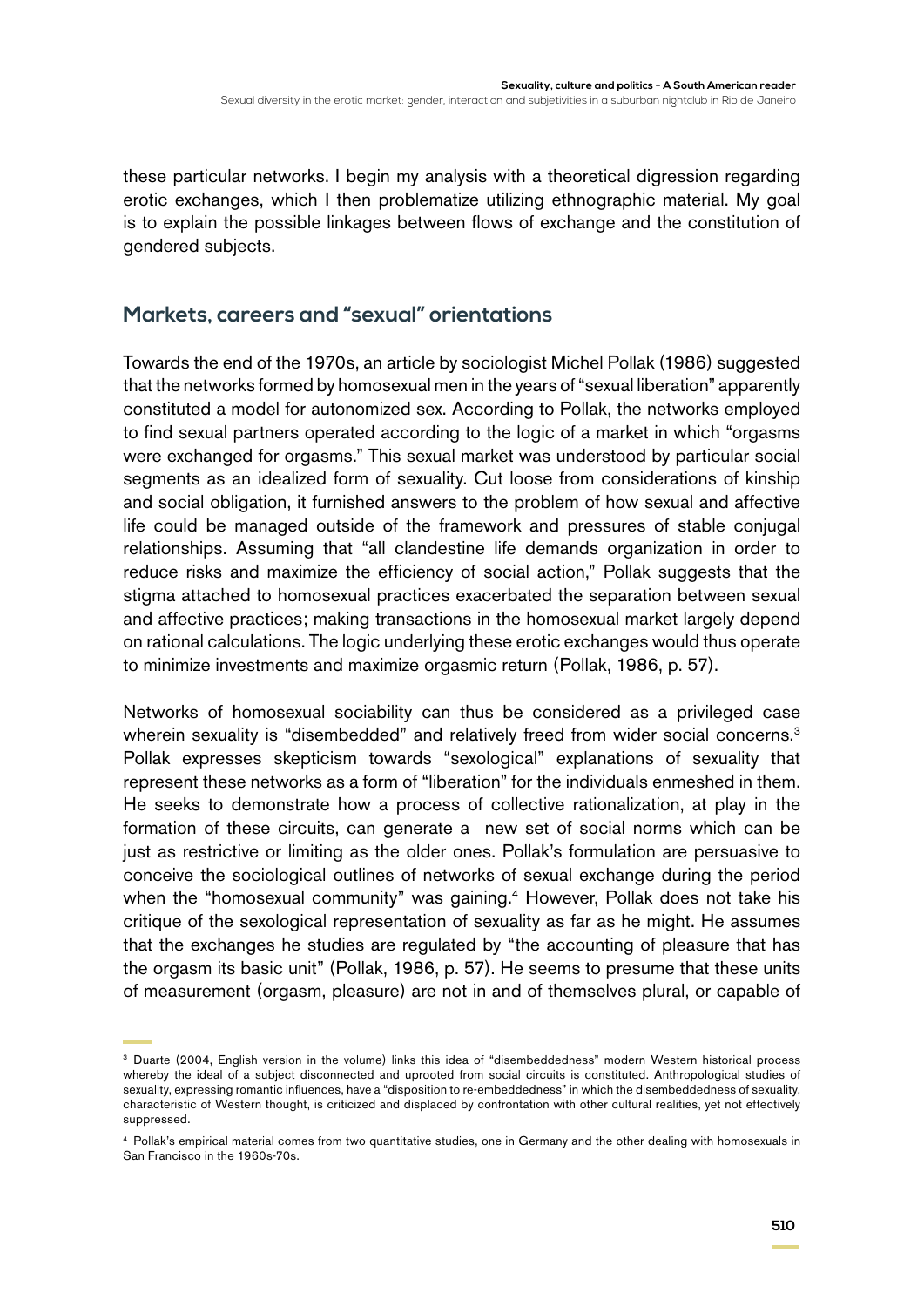these particular networks. I begin my analysis with a theoretical digression regarding erotic exchanges, which I then problematize utilizing ethnographic material. My goal is to explain the possible linkages between flows of exchange and the constitution of gendered subjects.

## Markets, careers and "sexual" orientations

Towards the end of the 1970s, an article by sociologist Michel Pollak (1986) suggested that the networks formed by homosexual men in the years of "sexual liberation" apparently constituted a model for autonomized sex. According to Pollak, the networks employed to find sexual partners operated according to the logic of a market in which "orgasms were exchanged for orgasms." This sexual market was understood by particular social segments as an idealized form of sexuality. Cut loose from considerations of kinship and social obligation, it furnished answers to the problem of how sexual and affective life could be managed outside of the framework and pressures of stable conjugal relationships. Assuming that "all clandestine life demands organization in order to reduce risks and maximize the efficiency of social action," Pollak suggests that the stigma attached to homosexual practices exacerbated the separation between sexual and affective practices; making transactions in the homosexual market largely depend on rational calculations. The logic underlying these erotic exchanges would thus operate to minimize investments and maximize orgasmic return (Pollak, 1986, p. 57).

Networks of homosexual sociability can thus be considered as a privileged case wherein sexuality is "disembedded" and relatively freed from wider social concerns.[3] Pollak expresses skepticism towards "sexological" explanations of sexuality that represent these networks as a form of "liberation" for the individuals enmeshed in them. He seeks to demonstrate how a process of collective rationalization, at play in the formation of these circuits, can generate a new set of social norms which can be just as restrictive or limiting as the older ones. Pollak's formulation are persuasive to conceive the sociological outlines of networks of sexual exchange during the period when the "homosexual community" was gaining.[4] However, Pollak does not take his critique of the sexological representation of sexuality as far as he might. He assumes that the exchanges he studies are regulated by "the accounting of pleasure that has the orgasm its basic unit" (Pollak, 1986, p. 57). He seems to presume that these units of measurement (orgasm, pleasure) are not in and of themselves plural, or capable of

[3] Duarte (2004, English version in the volume) links this idea of "disembeddedness" modern Western historical process whereby the ideal of a subject disconnected and uprooted from social circuits is constituted. Anthropological studies of sexuality, expressing romantic influences, have a "disposition to re-embeddedness" in which the disembeddedness of sexuality, characteristic of Western thought, is criticized and displaced by confrontation with other cultural realities, yet not effectively suppressed.

[4] Pollak's empirical material comes from two quantitative studies, one in Germany and the other dealing with homosexuals in San Francisco in the 1960s-70s.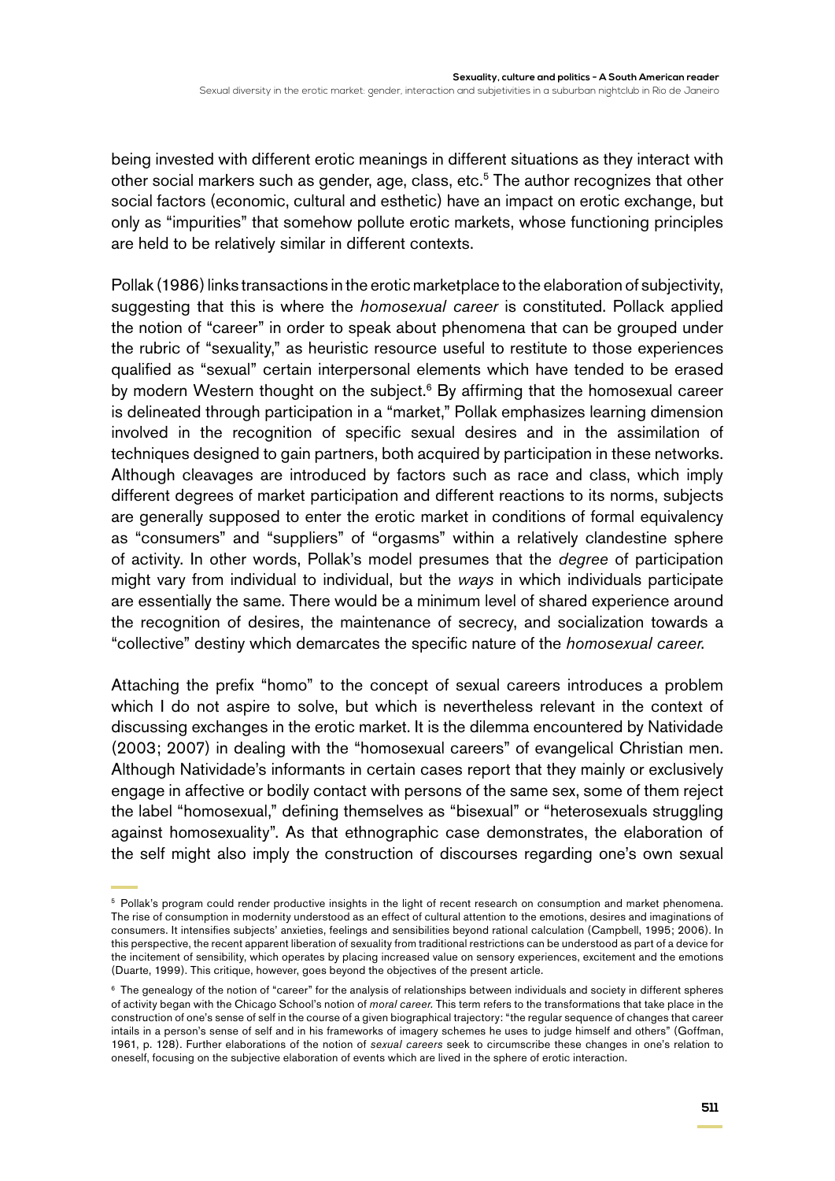being invested with different erotic meanings in different situations as they interact with other social markers such as gender, age, class, etc.[5] The author recognizes that other social factors (economic, cultural and esthetic) have an impact on erotic exchange, but only as "impurities" that somehow pollute erotic markets, whose functioning principles are held to be relatively similar in different contexts.

Pollak (1986) links transactions in the erotic marketplace to the elaboration of subjectivity, suggesting that this is where the *homosexual career* is constituted. Pollack applied the notion of "career" in order to speak about phenomena that can be grouped under the rubric of "sexuality," as heuristic resource useful to restitute to those experiences qualified as "sexual" certain interpersonal elements which have tended to be erased by modern Western thought on the subject.[6] By affirming that the homosexual career is delineated through participation in a "market," Pollak emphasizes learning dimension involved in the recognition of specific sexual desires and in the assimilation of techniques designed to gain partners, both acquired by participation in these networks. Although cleavages are introduced by factors such as race and class, which imply different degrees of market participation and different reactions to its norms, subjects are generally supposed to enter the erotic market in conditions of formal equivalency as "consumers" and "suppliers" of "orgasms" within a relatively clandestine sphere of activity. In other words, Pollak's model presumes that the *degree* of participation might vary from individual to individual, but the *ways* in which individuals participate are essentially the same. There would be a minimum level of shared experience around the recognition of desires, the maintenance of secrecy, and socialization towards a "collective" destiny which demarcates the specific nature of the *homosexual career.*

Attaching the prefix "homo" to the concept of sexual careers introduces a problem which I do not aspire to solve, but which is nevertheless relevant in the context of discussing exchanges in the erotic market. It is the dilemma encountered by Natividade (2003; 2007) in dealing with the "homosexual careers" of evangelical Christian men. Although Natividade's informants in certain cases report that they mainly or exclusively engage in affective or bodily contact with persons of the same sex, some of them reject the label "homosexual," defining themselves as "bisexual" or "heterosexuals struggling against homosexuality". As that ethnographic case demonstrates, the elaboration of the self might also imply the construction of discourses regarding one's own sexual

---

[5] Pollak's program could render productive insights in the light of recent research on consumption and market phenomena. The rise of consumption in modernity understood as an effect of cultural attention to the emotions, desires and imaginations of consumers. It intensifies subjects' anxieties, feelings and sensibilities beyond rational calculation (Campbell, 1995; 2006). In this perspective, the recent apparent liberation of sexuality from traditional restrictions can be understood as part of a device for the incitement of sensibility, which operates by placing increased value on sensory experiences, excitement and the emotions (Duarte, 1999). This critique, however, goes beyond the objectives of the present article.

[6] The genealogy of the notion of "career" for the analysis of relationships between individuals and society in different spheres of activity began with the Chicago School's notion of *moral career.* This term refers to the transformations that take place in the construction of one's sense of self in the course of a given biographical trajectory: "the regular sequence of changes that career intails in a person's sense of self and in his frameworks of imagery schemes he uses to judge himself and others" (Goffman, 1961, p. 128). Further elaborations of the notion of *sexual careers* seek to circumscribe these changes in one's relation to oneself, focusing on the subjective elaboration of events which are lived in the sphere of erotic interaction.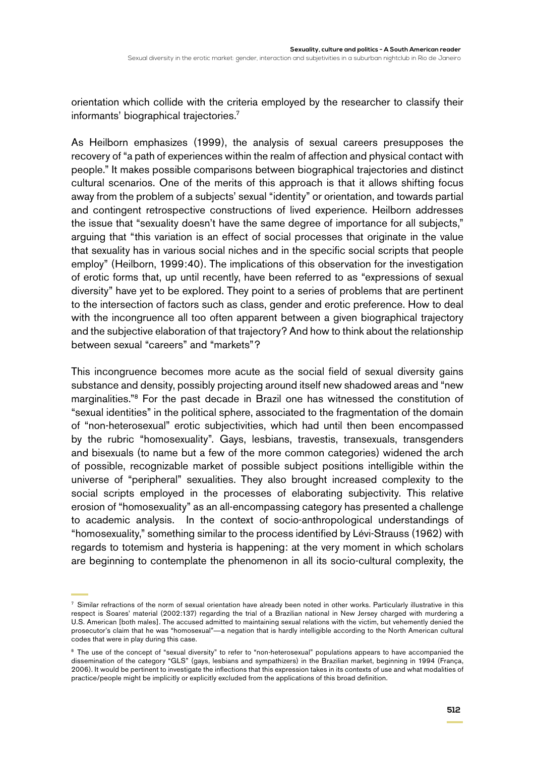orientation which collide with the criteria employed by the researcher to classify their informants' biographical trajectories.[7]

As Heilborn emphasizes (1999), the analysis of sexual careers presupposes the recovery of "a path of experiences within the realm of affection and physical contact with people." It makes possible comparisons between biographical trajectories and distinct cultural scenarios. One of the merits of this approach is that it allows shifting focus away from the problem of a subjects' sexual "identity" or orientation, and towards partial and contingent retrospective constructions of lived experience. Heilborn addresses the issue that "sexuality doesn't have the same degree of importance for all subjects," arguing that "this variation is an effect of social processes that originate in the value that sexuality has in various social niches and in the specific social scripts that people employ" (Heilborn, 1999:40). The implications of this observation for the investigation of erotic forms that, up until recently, have been referred to as "expressions of sexual diversity" have yet to be explored. They point to a series of problems that are pertinent to the intersection of factors such as class, gender and erotic preference. How to deal with the incongruence all too often apparent between a given biographical trajectory and the subjective elaboration of that trajectory? And how to think about the relationship between sexual "careers" and "markets"?

This incongruence becomes more acute as the social field of sexual diversity gains substance and density, possibly projecting around itself new shadowed areas and "new marginalities."[8] For the past decade in Brazil one has witnessed the constitution of "sexual identities" in the political sphere, associated to the fragmentation of the domain of "non-heterosexual" erotic subjectivities, which had until then been encompassed by the rubric "homosexuality". Gays, lesbians, travestis, transexuals, transgenders and bisexuals (to name but a few of the more common categories) widened the arch of possible, recognizable market of possible subject positions intelligible within the universe of "peripheral" sexualities. They also brought increased complexity to the social scripts employed in the processes of elaborating subjectivity. This relative erosion of "homosexuality" as an all-encompassing category has presented a challenge to academic analysis. In the context of socio-anthropological understandings of "homosexuality," something similar to the process identified by Lévi-Strauss (1962) with regards to totemism and hysteria is happening: at the very moment in which scholars are beginning to contemplate the phenomenon in all its socio-cultural complexity, the

---

[7] Similar refractions of the norm of sexual orientation have already been noted in other works. Particularly illustrative in this respect is Soares' material (2002:137) regarding the trial of a Brazilian national in New Jersey charged with murdering a U.S. American [both males]. The accused admitted to maintaining sexual relations with the victim, but vehemently denied the prosecutor's claim that he was "homosexual"—a negation that is hardly intelligible according to the North American cultural codes that were in play during this case.

[8] The use of the concept of "sexual diversity" to refer to "non-heterosexual" populations appears to have accompanied the dissemination of the category "GLS" (gays, lesbians and sympathizers) in the Brazilian market, beginning in 1994 (França, 2006). It would be pertinent to investigate the inflections that this expression takes in its contexts of use and what modalities of practice/people might be implicitly or explicitly excluded from the applications of this broad definition.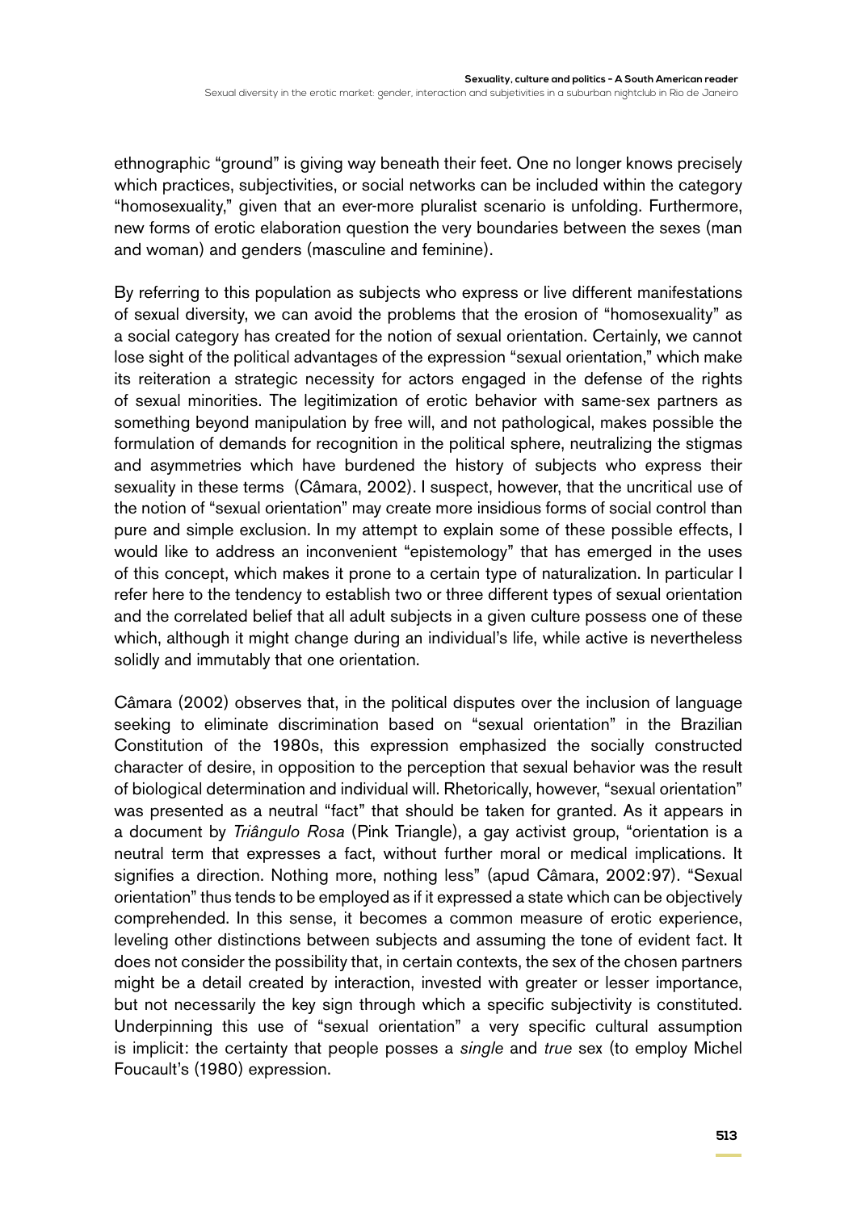ethnographic "ground" is giving way beneath their feet. One no longer knows precisely which practices, subjectivities, or social networks can be included within the category "homosexuality," given that an ever-more pluralist scenario is unfolding. Furthermore, new forms of erotic elaboration question the very boundaries between the sexes (man and woman) and genders (masculine and feminine).

By referring to this population as subjects who express or live different manifestations of sexual diversity, we can avoid the problems that the erosion of "homosexuality" as a social category has created for the notion of sexual orientation. Certainly, we cannot lose sight of the political advantages of the expression "sexual orientation," which make its reiteration a strategic necessity for actors engaged in the defense of the rights of sexual minorities. The legitimization of erotic behavior with same-sex partners as something beyond manipulation by free will, and not pathological, makes possible the formulation of demands for recognition in the political sphere, neutralizing the stigmas and asymmetries which have burdened the history of subjects who express their sexuality in these terms (Câmara, 2002). I suspect, however, that the uncritical use of the notion of "sexual orientation" may create more insidious forms of social control than pure and simple exclusion. In my attempt to explain some of these possible effects, I would like to address an inconvenient "epistemology" that has emerged in the uses of this concept, which makes it prone to a certain type of naturalization. In particular I refer here to the tendency to establish two or three different types of sexual orientation and the correlated belief that all adult subjects in a given culture possess one of these which, although it might change during an individual's life, while active is nevertheless solidly and immutably that one orientation.

Câmara (2002) observes that, in the political disputes over the inclusion of language seeking to eliminate discrimination based on "sexual orientation" in the Brazilian Constitution of the 1980s, this expression emphasized the socially constructed character of desire, in opposition to the perception that sexual behavior was the result of biological determination and individual will. Rhetorically, however, "sexual orientation" was presented as a neutral "fact" that should be taken for granted. As it appears in a document by *Triângulo Rosa* (Pink Triangle), a gay activist group, "orientation is a neutral term that expresses a fact, without further moral or medical implications. It signifies a direction. Nothing more, nothing less" (apud Câmara, 2002:97). "Sexual orientation" thus tends to be employed as if it expressed a state which can be objectively comprehended. In this sense, it becomes a common measure of erotic experience, leveling other distinctions between subjects and assuming the tone of evident fact. It does not consider the possibility that, in certain contexts, the sex of the chosen partners might be a detail created by interaction, invested with greater or lesser importance, but not necessarily the key sign through which a specific subjectivity is constituted. Underpinning this use of "sexual orientation" a very specific cultural assumption is implicit: the certainty that people posses a *single* and *true* sex (to employ Michel Foucault's (1980) expression.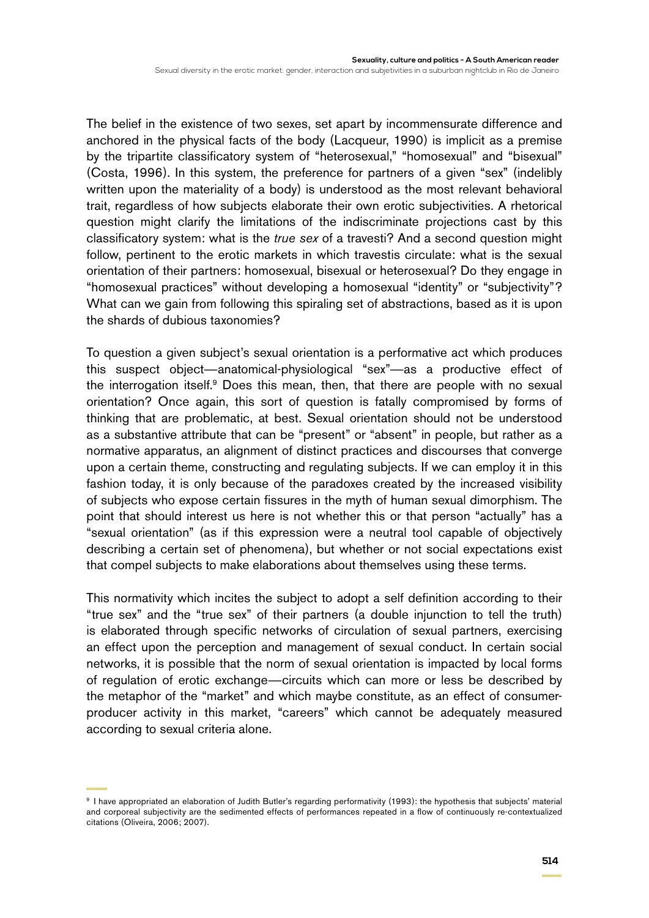The belief in the existence of two sexes, set apart by incommensurate difference and anchored in the physical facts of the body (Lacqueur, 1990) is implicit as a premise by the tripartite classificatory system of "heterosexual," "homosexual" and "bisexual" (Costa, 1996). In this system, the preference for partners of a given "sex" (indelibly written upon the materiality of a body) is understood as the most relevant behavioral trait, regardless of how subjects elaborate their own erotic subjectivities. A rhetorical question might clarify the limitations of the indiscriminate projections cast by this classificatory system: what is the *true sex* of a travesti? And a second question might follow, pertinent to the erotic markets in which travestis circulate: what is the sexual orientation of their partners: homosexual, bisexual or heterosexual? Do they engage in "homosexual practices" without developing a homosexual "identity" or "subjectivity"? What can we gain from following this spiraling set of abstractions, based as it is upon the shards of dubious taxonomies?

To question a given subject's sexual orientation is a performative act which produces this suspect object—anatomical-physiological "sex"—as a productive effect of the interrogation itself.[9] Does this mean, then, that there are people with no sexual orientation? Once again, this sort of question is fatally compromised by forms of thinking that are problematic, at best. Sexual orientation should not be understood as a substantive attribute that can be "present" or "absent" in people, but rather as a normative apparatus, an alignment of distinct practices and discourses that converge upon a certain theme, constructing and regulating subjects. If we can employ it in this fashion today, it is only because of the paradoxes created by the increased visibility of subjects who expose certain fissures in the myth of human sexual dimorphism. The point that should interest us here is not whether this or that person "actually" has a "sexual orientation" (as if this expression were a neutral tool capable of objectively describing a certain set of phenomena), but whether or not social expectations exist that compel subjects to make elaborations about themselves using these terms.

This normativity which incites the subject to adopt a self definition according to their "true sex" and the "true sex" of their partners (a double injunction to tell the truth) is elaborated through specific networks of circulation of sexual partners, exercising an effect upon the perception and management of sexual conduct. In certain social networks, it is possible that the norm of sexual orientation is impacted by local forms of regulation of erotic exchange—circuits which can more or less be described by the metaphor of the "market" and which maybe constitute, as an effect of consumer-producer activity in this market, "careers" which cannot be adequately measured according to sexual criteria alone.

[9] I have appropriated an elaboration of Judith Butler's regarding performativity (1993): the hypothesis that subjects' material and corporeal subjectivity are the sedimented effects of performances repeated in a flow of continuously re-contextualized citations (Oliveira, 2006; 2007).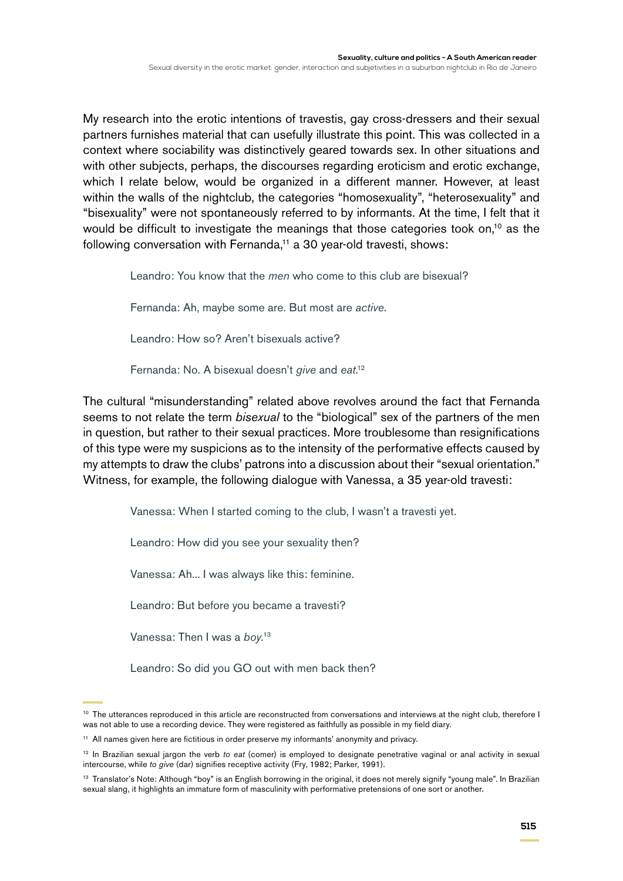My research into the erotic intentions of travestis, gay cross-dressers and their sexual partners furnishes material that can usefully illustrate this point. This was collected in a context where sociability was distinctively geared towards sex. In other situations and with other subjects, perhaps, the discourses regarding eroticism and erotic exchange, which I relate below, would be organized in a different manner. However, at least within the walls of the nightclub, the categories "homosexuality", "heterosexuality" and "bisexuality" were not spontaneously referred to by informants. At the time, I felt that it would be difficult to investigate the meanings that those categories took on,[10] as the following conversation with Fernanda,[11] a 30 year-old travesti, shows:

> Leandro: You know that the *men* who come to this club are bisexual?
>
> Fernanda: Ah, maybe some are. But most are *active*.
>
> Leandro: How so? Aren't bisexuals active?
>
> Fernanda: No. A bisexual doesn't *give* and *eat*.[12]

The cultural "misunderstanding" related above revolves around the fact that Fernanda seems to not relate the term *bisexual* to the "biological" sex of the partners of the men in question, but rather to their sexual practices. More troublesome than resignifications of this type were my suspicions as to the intensity of the performative effects caused by my attempts to draw the clubs' patrons into a discussion about their "sexual orientation." Witness, for example, the following dialogue with Vanessa, a 35 year-old travesti:

> Vanessa: When I started coming to the club, I wasn't a travesti yet.
>
> Leandro: How did you see your sexuality then?
>
> Vanessa: Ah... I was always like this: feminine.
>
> Leandro: But before you became a travesti?
>
> Vanessa: Then I was a *boy*.[13]
>
> Leandro: So did you GO out with men back then?

---

[10] The utterances reproduced in this article are reconstructed from conversations and interviews at the night club, therefore I was not able to use a recording device. They were registered as faithfully as possible in my field diary.

[11] All names given here are fictitious in order preserve my informants' anonymity and privacy.

[12] In Brazilian sexual jargon the verb *to eat* (comer) is employed to designate penetrative vaginal or anal activity in sexual intercourse, while *to give* (dar) signifies receptive activity (Fry, 1982; Parker, 1991).

[13] Translator's Note: Although "boy" is an English borrowing in the original, it does not merely signify "young male". In Brazilian sexual slang, it highlights an immature form of masculinity with performative pretensions of one sort or another.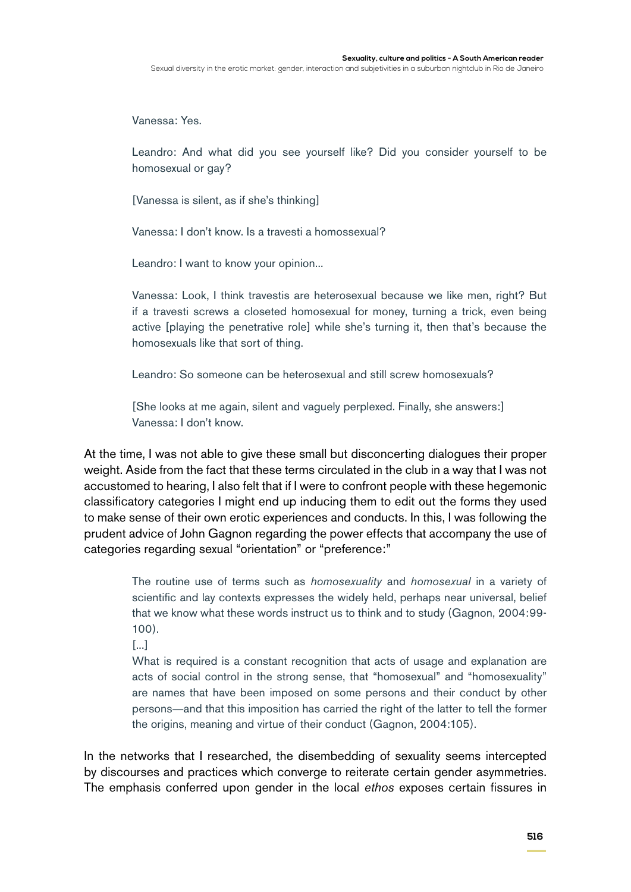> Vanessa: Yes.
>
> Leandro: And what did you see yourself like? Did you consider yourself to be homosexual or gay?
>
> [Vanessa is silent, as if she's thinking]
>
> Vanessa: I don't know. Is a travesti a homossexual?
>
> Leandro: I want to know your opinion...
>
> Vanessa: Look, I think travestis are heterosexual because we like men, right? But if a travesti screws a closeted homosexual for money, turning a trick, even being active [playing the penetrative role] while she's turning it, then that's because the homosexuals like that sort of thing.
>
> Leandro: So someone can be heterosexual and still screw homosexuals?
>
> [She looks at me again, silent and vaguely perplexed. Finally, she answers:]
> Vanessa: I don't know.

At the time, I was not able to give these small but disconcerting dialogues their proper weight. Aside from the fact that these terms circulated in the club in a way that I was not accustomed to hearing, I also felt that if I were to confront people with these hegemonic classificatory categories I might end up inducing them to edit out the forms they used to make sense of their own erotic experiences and conducts. In this, I was following the prudent advice of John Gagnon regarding the power effects that accompany the use of categories regarding sexual "orientation" or "preference:"

> The routine use of terms such as *homosexuality* and *homosexual* in a variety of scientific and lay contexts expresses the widely held, perhaps near universal, belief that we know what these words instruct us to think and to study (Gagnon, 2004:99-100).
>
> [...]
>
> What is required is a constant recognition that acts of usage and explanation are acts of social control in the strong sense, that "homosexual" and "homosexuality" are names that have been imposed on some persons and their conduct by other persons—and that this imposition has carried the right of the latter to tell the former the origins, meaning and virtue of their conduct (Gagnon, 2004:105).

In the networks that I researched, the disembedding of sexuality seems intercepted by discourses and practices which converge to reiterate certain gender asymmetries. The emphasis conferred upon gender in the local *ethos* exposes certain fissures in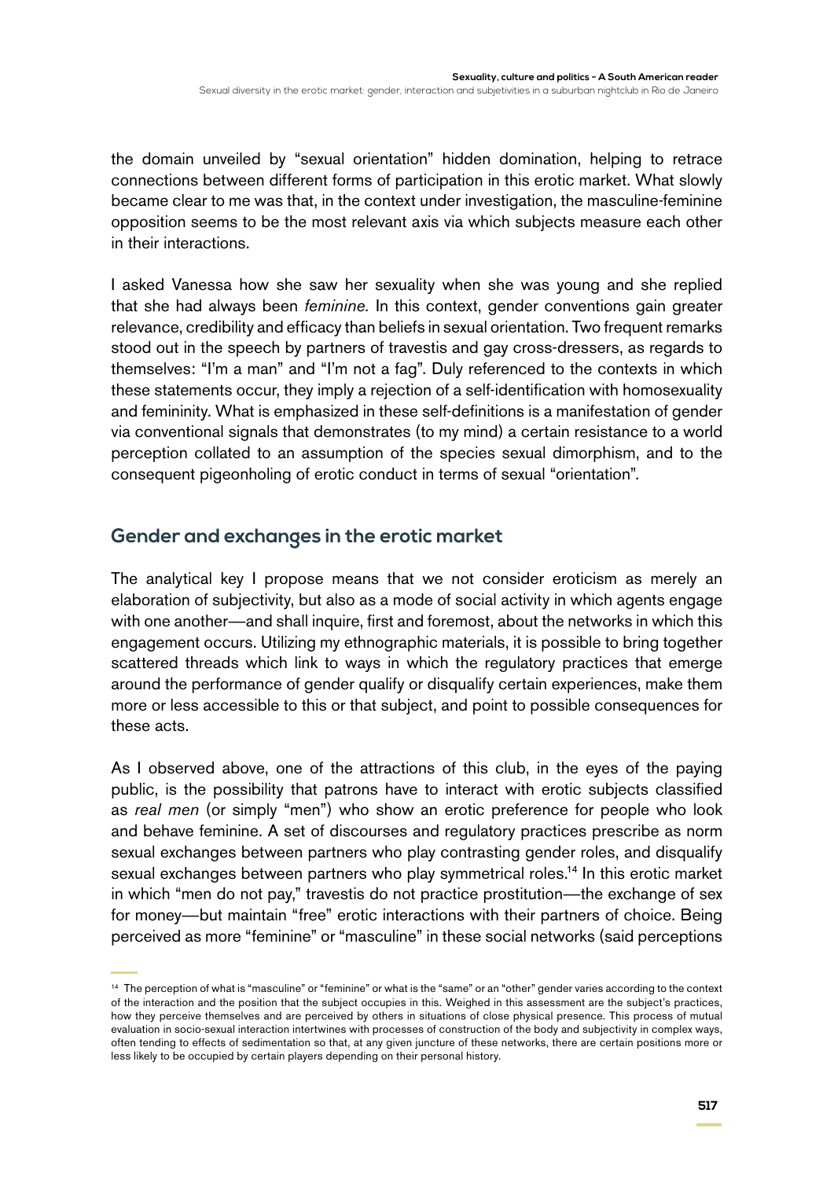the domain unveiled by "sexual orientation" hidden domination, helping to retrace connections between different forms of participation in this erotic market. What slowly became clear to me was that, in the context under investigation, the masculine-feminine opposition seems to be the most relevant axis via which subjects measure each other in their interactions.

I asked Vanessa how she saw her sexuality when she was young and she replied that she had always been *feminine.* In this context, gender conventions gain greater relevance, credibility and efficacy than beliefs in sexual orientation. Two frequent remarks stood out in the speech by partners of travestis and gay cross-dressers, as regards to themselves: "I'm a man" and "I'm not a fag". Duly referenced to the contexts in which these statements occur, they imply a rejection of a self-identification with homosexuality and femininity. What is emphasized in these self-definitions is a manifestation of gender via conventional signals that demonstrates (to my mind) a certain resistance to a world perception collated to an assumption of the species sexual dimorphism, and to the consequent pigeonholing of erotic conduct in terms of sexual "orientation".

## Gender and exchanges in the erotic market

The analytical key I propose means that we not consider eroticism as merely an elaboration of subjectivity, but also as a mode of social activity in which agents engage with one another—and shall inquire, first and foremost, about the networks in which this engagement occurs. Utilizing my ethnographic materials, it is possible to bring together scattered threads which link to ways in which the regulatory practices that emerge around the performance of gender qualify or disqualify certain experiences, make them more or less accessible to this or that subject, and point to possible consequences for these acts.

As I observed above, one of the attractions of this club, in the eyes of the paying public, is the possibility that patrons have to interact with erotic subjects classified as *real men* (or simply "men") who show an erotic preference for people who look and behave feminine. A set of discourses and regulatory practices prescribe as norm sexual exchanges between partners who play contrasting gender roles, and disqualify sexual exchanges between partners who play symmetrical roles.[14] In this erotic market in which "men do not pay," travestis do not practice prostitution—the exchange of sex for money—but maintain "free" erotic interactions with their partners of choice. Being perceived as more "feminine" or "masculine" in these social networks (said perceptions

[14] The perception of what is "masculine" or "feminine" or what is the "same" or an "other" gender varies according to the context of the interaction and the position that the subject occupies in this. Weighed in this assessment are the subject's practices, how they perceive themselves and are perceived by others in situations of close physical presence. This process of mutual evaluation in socio-sexual interaction intertwines with processes of construction of the body and subjectivity in complex ways, often tending to effects of sedimentation so that, at any given juncture of these networks, there are certain positions more or less likely to be occupied by certain players depending on their personal history.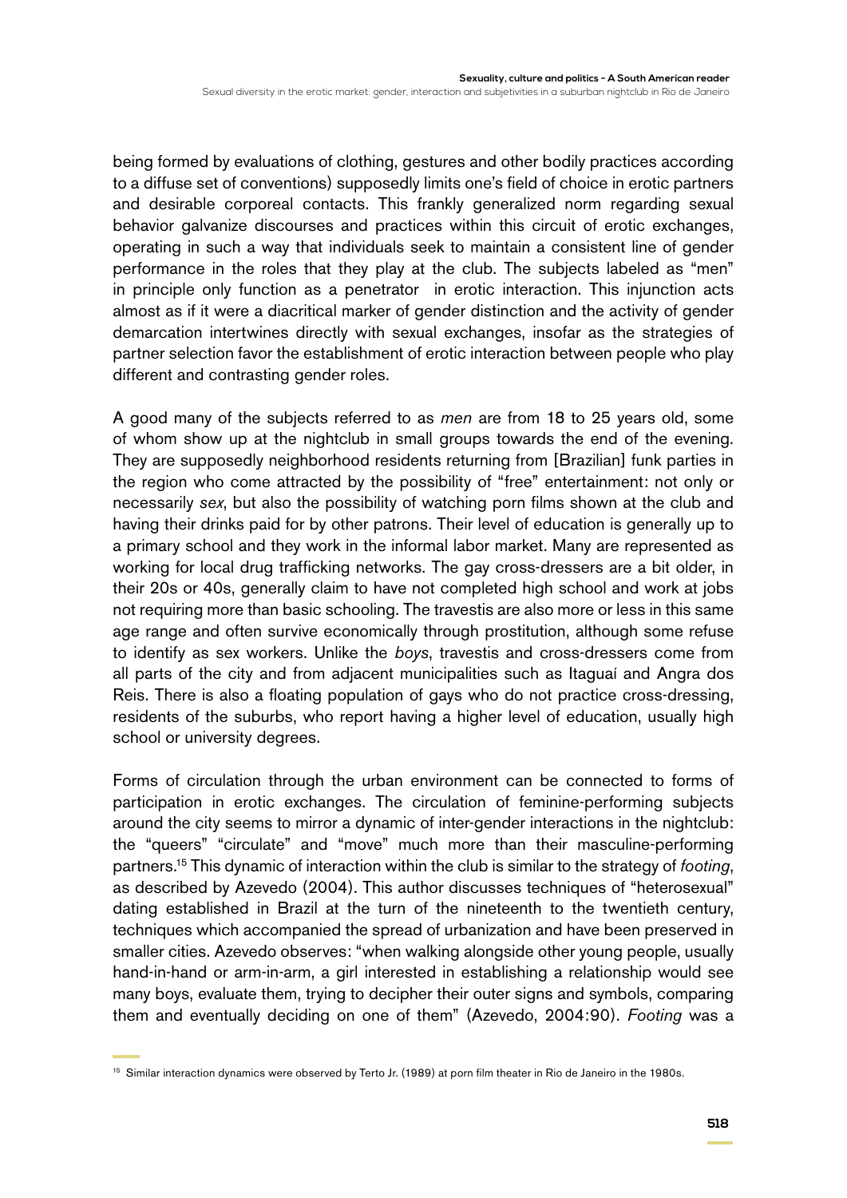being formed by evaluations of clothing, gestures and other bodily practices according to a diffuse set of conventions) supposedly limits one's field of choice in erotic partners and desirable corporeal contacts. This frankly generalized norm regarding sexual behavior galvanize discourses and practices within this circuit of erotic exchanges, operating in such a way that individuals seek to maintain a consistent line of gender performance in the roles that they play at the club. The subjects labeled as "men" in principle only function as a penetrator  in erotic interaction. This injunction acts almost as if it were a diacritical marker of gender distinction and the activity of gender demarcation intertwines directly with sexual exchanges, insofar as the strategies of partner selection favor the establishment of erotic interaction between people who play different and contrasting gender roles.

A good many of the subjects referred to as *men* are from 18 to 25 years old, some of whom show up at the nightclub in small groups towards the end of the evening. They are supposedly neighborhood residents returning from [Brazilian] funk parties in the region who come attracted by the possibility of "free" entertainment: not only or necessarily *sex*, but also the possibility of watching porn films shown at the club and having their drinks paid for by other patrons. Their level of education is generally up to a primary school and they work in the informal labor market. Many are represented as working for local drug trafficking networks. The gay cross-dressers are a bit older, in their 20s or 40s, generally claim to have not completed high school and work at jobs not requiring more than basic schooling. The travestis are also more or less in this same age range and often survive economically through prostitution, although some refuse to identify as sex workers. Unlike the *boys*, travestis and cross-dressers come from all parts of the city and from adjacent municipalities such as Itaguaí and Angra dos Reis. There is also a floating population of gays who do not practice cross-dressing, residents of the suburbs, who report having a higher level of education, usually high school or university degrees.

Forms of circulation through the urban environment can be connected to forms of participation in erotic exchanges. The circulation of feminine-performing subjects around the city seems to mirror a dynamic of inter-gender interactions in the nightclub: the "queers" "circulate" and "move" much more than their masculine-performing partners.[15] This dynamic of interaction within the club is similar to the strategy of *footing*, as described by Azevedo (2004). This author discusses techniques of "heterosexual" dating established in Brazil at the turn of the nineteenth to the twentieth century, techniques which accompanied the spread of urbanization and have been preserved in smaller cities. Azevedo observes: "when walking alongside other young people, usually hand-in-hand or arm-in-arm, a girl interested in establishing a relationship would see many boys, evaluate them, trying to decipher their outer signs and symbols, comparing them and eventually deciding on one of them" (Azevedo, 2004:90). *Footing* was a

[15] Similar interaction dynamics were observed by Terto Jr. (1989) at porn film theater in Rio de Janeiro in the 1980s.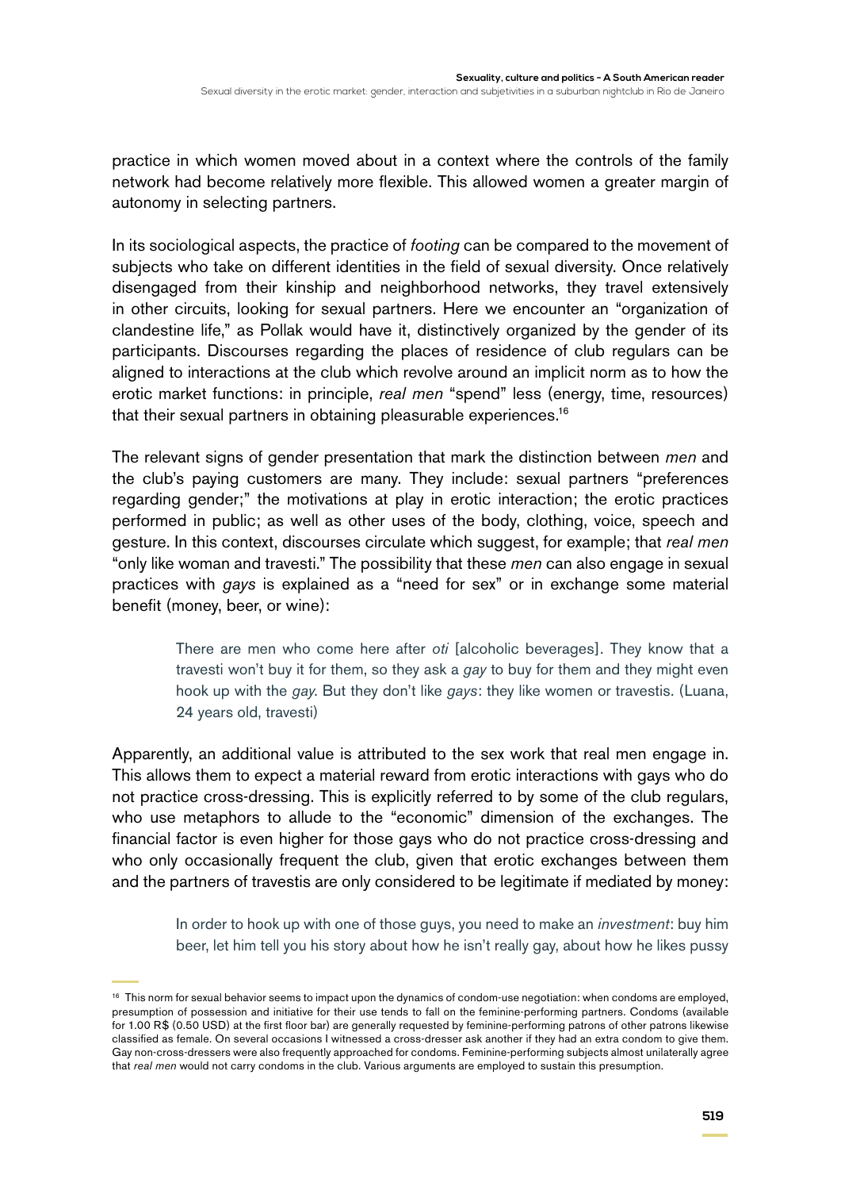practice in which women moved about in a context where the controls of the family network had become relatively more flexible. This allowed women a greater margin of autonomy in selecting partners.

In its sociological aspects, the practice of *footing* can be compared to the movement of subjects who take on different identities in the field of sexual diversity. Once relatively disengaged from their kinship and neighborhood networks, they travel extensively in other circuits, looking for sexual partners. Here we encounter an "organization of clandestine life," as Pollak would have it, distinctively organized by the gender of its participants. Discourses regarding the places of residence of club regulars can be aligned to interactions at the club which revolve around an implicit norm as to how the erotic market functions: in principle, *real men* "spend" less (energy, time, resources) that their sexual partners in obtaining pleasurable experiences.[16]

The relevant signs of gender presentation that mark the distinction between *men* and the club's paying customers are many. They include: sexual partners "preferences regarding gender;" the motivations at play in erotic interaction; the erotic practices performed in public; as well as other uses of the body, clothing, voice, speech and gesture. In this context, discourses circulate which suggest, for example; that *real men* "only like woman and travesti." The possibility that these *men* can also engage in sexual practices with *gays* is explained as a "need for sex" or in exchange some material benefit (money, beer, or wine):

> There are men who come here after *oti* [alcoholic beverages]. They know that a travesti won't buy it for them, so they ask a *gay* to buy for them and they might even hook up with the *gay*. But they don't like *gays*: they like women or travestis. (Luana, 24 years old, travesti)

Apparently, an additional value is attributed to the sex work that real men engage in. This allows them to expect a material reward from erotic interactions with gays who do not practice cross-dressing. This is explicitly referred to by some of the club regulars, who use metaphors to allude to the "economic" dimension of the exchanges. The financial factor is even higher for those gays who do not practice cross-dressing and who only occasionally frequent the club, given that erotic exchanges between them and the partners of travestis are only considered to be legitimate if mediated by money:

> In order to hook up with one of those guys, you need to make an *investment*: buy him beer, let him tell you his story about how he isn't really gay, about how he likes pussy

[16] This norm for sexual behavior seems to impact upon the dynamics of condom-use negotiation: when condoms are employed, presumption of possession and initiative for their use tends to fall on the feminine-performing partners. Condoms (available for 1.00 R$ (0.50 USD) at the first floor bar) are generally requested by feminine-performing patrons of other patrons likewise classified as female. On several occasions I witnessed a cross-dresser ask another if they had an extra condom to give them. Gay non-cross-dressers were also frequently approached for condoms. Feminine-performing subjects almost unilaterally agree that *real men* would not carry condoms in the club. Various arguments are employed to sustain this presumption.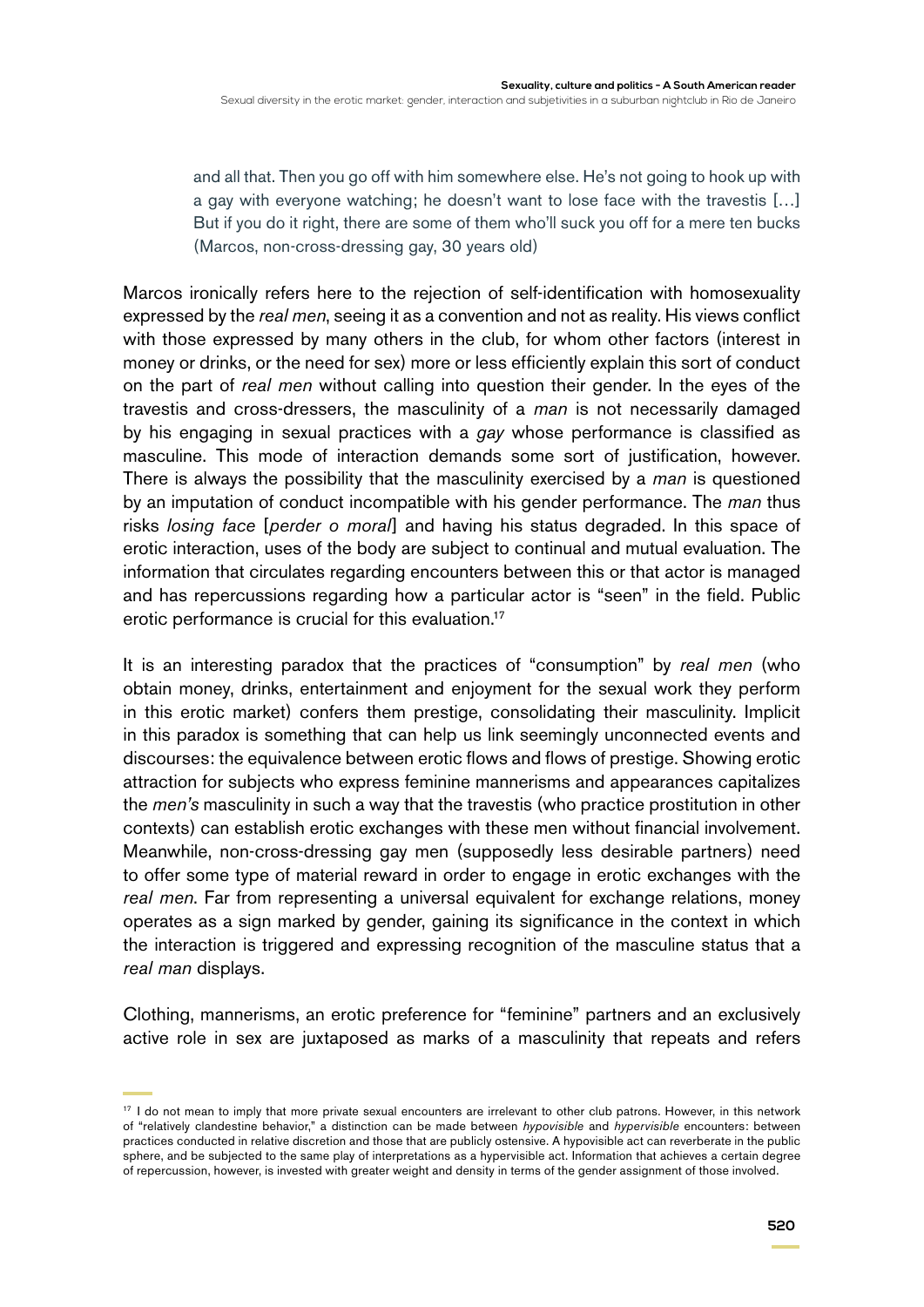> and all that. Then you go off with him somewhere else. He's not going to hook up with a gay with everyone watching; he doesn't want to lose face with the travestis […] But if you do it right, there are some of them who'll suck you off for a mere ten bucks (Marcos, non-cross-dressing gay, 30 years old)

Marcos ironically refers here to the rejection of self-identification with homosexuality expressed by the *real men*, seeing it as a convention and not as reality. His views conflict with those expressed by many others in the club, for whom other factors (interest in money or drinks, or the need for sex) more or less efficiently explain this sort of conduct on the part of *real men* without calling into question their gender. In the eyes of the travestis and cross-dressers, the masculinity of a *man* is not necessarily damaged by his engaging in sexual practices with a *gay* whose performance is classified as masculine. This mode of interaction demands some sort of justification, however. There is always the possibility that the masculinity exercised by a *man* is questioned by an imputation of conduct incompatible with his gender performance. The *man* thus risks *losing face* [*perder o moral*] and having his status degraded. In this space of erotic interaction, uses of the body are subject to continual and mutual evaluation. The information that circulates regarding encounters between this or that actor is managed and has repercussions regarding how a particular actor is "seen" in the field. Public erotic performance is crucial for this evaluation.[17]

It is an interesting paradox that the practices of "consumption" by *real men* (who obtain money, drinks, entertainment and enjoyment for the sexual work they perform in this erotic market) confers them prestige, consolidating their masculinity. Implicit in this paradox is something that can help us link seemingly unconnected events and discourses: the equivalence between erotic flows and flows of prestige. Showing erotic attraction for subjects who express feminine mannerisms and appearances capitalizes the *men's* masculinity in such a way that the travestis (who practice prostitution in other contexts) can establish erotic exchanges with these men without financial involvement. Meanwhile, non-cross-dressing gay men (supposedly less desirable partners) need to offer some type of material reward in order to engage in erotic exchanges with the *real men*. Far from representing a universal equivalent for exchange relations, money operates as a sign marked by gender, gaining its significance in the context in which the interaction is triggered and expressing recognition of the masculine status that a *real man* displays.

Clothing, mannerisms, an erotic preference for "feminine" partners and an exclusively active role in sex are juxtaposed as marks of a masculinity that repeats and refers

---

[17] I do not mean to imply that more private sexual encounters are irrelevant to other club patrons. However, in this network of "relatively clandestine behavior," a distinction can be made between *hypovisible* and *hypervisible* encounters: between practices conducted in relative discretion and those that are publicly ostensive. A hypovisible act can reverberate in the public sphere, and be subjected to the same play of interpretations as a hypervisible act. Information that achieves a certain degree of repercussion, however, is invested with greater weight and density in terms of the gender assignment of those involved.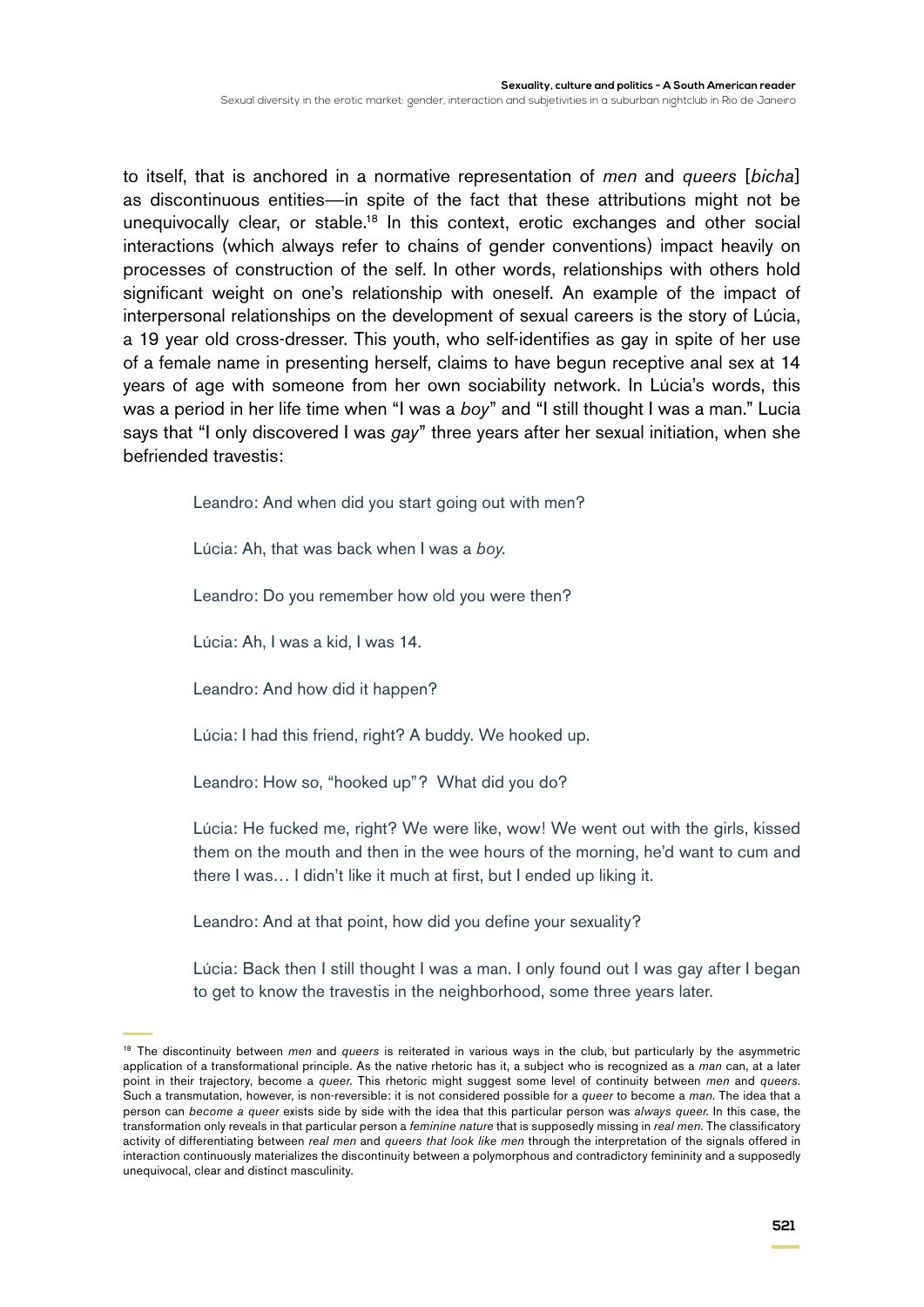to itself, that is anchored in a normative representation of *men* and *queers* [*bicha*] as discontinuous entities—in spite of the fact that these attributions might not be unequivocally clear, or stable.[18] In this context, erotic exchanges and other social interactions (which always refer to chains of gender conventions) impact heavily on processes of construction of the self. In other words, relationships with others hold significant weight on one's relationship with oneself. An example of the impact of interpersonal relationships on the development of sexual careers is the story of Lúcia, a 19 year old cross-dresser. This youth, who self-identifies as gay in spite of her use of a female name in presenting herself, claims to have begun receptive anal sex at 14 years of age with someone from her own sociability network. In Lúcia's words, this was a period in her life time when "I was a *boy*" and "I still thought I was a man." Lucia says that "I only discovered I was *gay*" three years after her sexual initiation, when she befriended travestis:

> Leandro: And when did you start going out with men?
>
> Lúcia: Ah, that was back when I was a *boy*.
>
> Leandro: Do you remember how old you were then?
>
> Lúcia: Ah, I was a kid, I was 14.
>
> Leandro: And how did it happen?
>
> Lúcia: I had this friend, right? A buddy. We hooked up.
>
> Leandro: How so, "hooked up"? What did you do?
>
> Lúcia: He fucked me, right? We were like, wow! We went out with the girls, kissed them on the mouth and then in the wee hours of the morning, he'd want to cum and there I was… I didn't like it much at first, but I ended up liking it.
>
> Leandro: And at that point, how did you define your sexuality?
>
> Lúcia: Back then I still thought I was a man. I only found out I was gay after I began to get to know the travestis in the neighborhood, some three years later.

[18] The discontinuity between *men* and *queers* is reiterated in various ways in the club, but particularly by the asymmetric application of a transformational principle. As the native rhetoric has it, a subject who is recognized as a *man* can, at a later point in their trajectory, become a *queer*. This rhetoric might suggest some level of continuity between *men* and *queers*. Such a transmutation, however, is non-reversible: it is not considered possible for a *queer* to become a *man*. The idea that a person can *become a queer* exists side by side with the idea that this particular person was *always queer*. In this case, the transformation only reveals in that particular person a *feminine nature* that is supposedly missing in *real men*. The classificatory activity of differentiating between *real men* and *queers that look like men* through the interpretation of the signals offered in interaction continuously materializes the discontinuity between a polymorphous and contradictory femininity and a supposedly unequivocal, clear and distinct masculinity.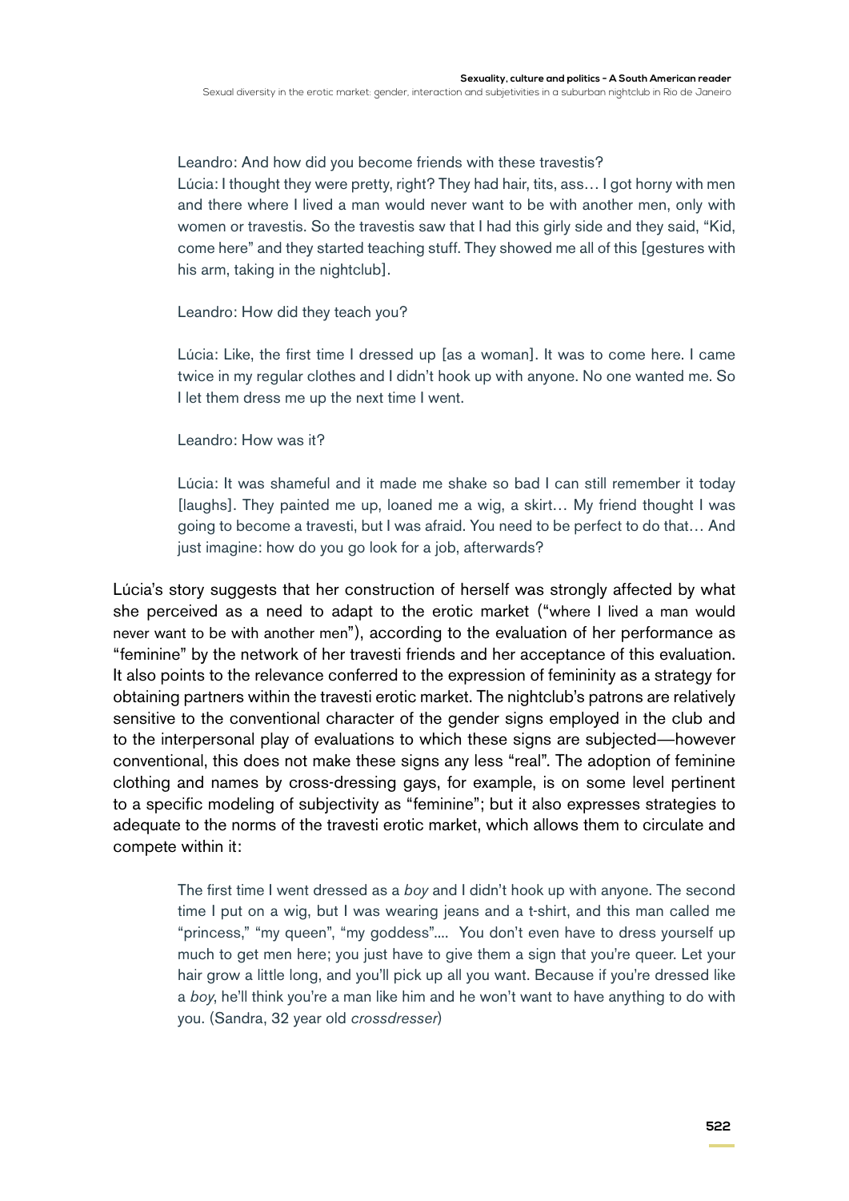> Leandro: And how did you become friends with these travestis?
> Lúcia: I thought they were pretty, right? They had hair, tits, ass… I got horny with men and there where I lived a man would never want to be with another men, only with women or travestis. So the travestis saw that I had this girly side and they said, "Kid, come here" and they started teaching stuff. They showed me all of this [gestures with his arm, taking in the nightclub].
>
> Leandro: How did they teach you?
>
> Lúcia: Like, the first time I dressed up [as a woman]. It was to come here. I came twice in my regular clothes and I didn't hook up with anyone. No one wanted me. So I let them dress me up the next time I went.
>
> Leandro: How was it?
>
> Lúcia: It was shameful and it made me shake so bad I can still remember it today [laughs]. They painted me up, loaned me a wig, a skirt… My friend thought I was going to become a travesti, but I was afraid. You need to be perfect to do that… And just imagine: how do you go look for a job, afterwards?

Lúcia's story suggests that her construction of herself was strongly affected by what she perceived as a need to adapt to the erotic market ("where I lived a man would never want to be with another men"), according to the evaluation of her performance as "feminine" by the network of her travesti friends and her acceptance of this evaluation. It also points to the relevance conferred to the expression of femininity as a strategy for obtaining partners within the travesti erotic market. The nightclub's patrons are relatively sensitive to the conventional character of the gender signs employed in the club and to the interpersonal play of evaluations to which these signs are subjected—however conventional, this does not make these signs any less "real". The adoption of feminine clothing and names by cross-dressing gays, for example, is on some level pertinent to a specific modeling of subjectivity as "feminine"; but it also expresses strategies to adequate to the norms of the travesti erotic market, which allows them to circulate and compete within it:

> The first time I went dressed as a *boy* and I didn't hook up with anyone. The second time I put on a wig, but I was wearing jeans and a t-shirt, and this man called me "princess," "my queen", "my goddess"…. You don't even have to dress yourself up much to get men here; you just have to give them a sign that you're queer. Let your hair grow a little long, and you'll pick up all you want. Because if you're dressed like a *boy*, he'll think you're a man like him and he won't want to have anything to do with you. (Sandra, 32 year old *crossdresser*)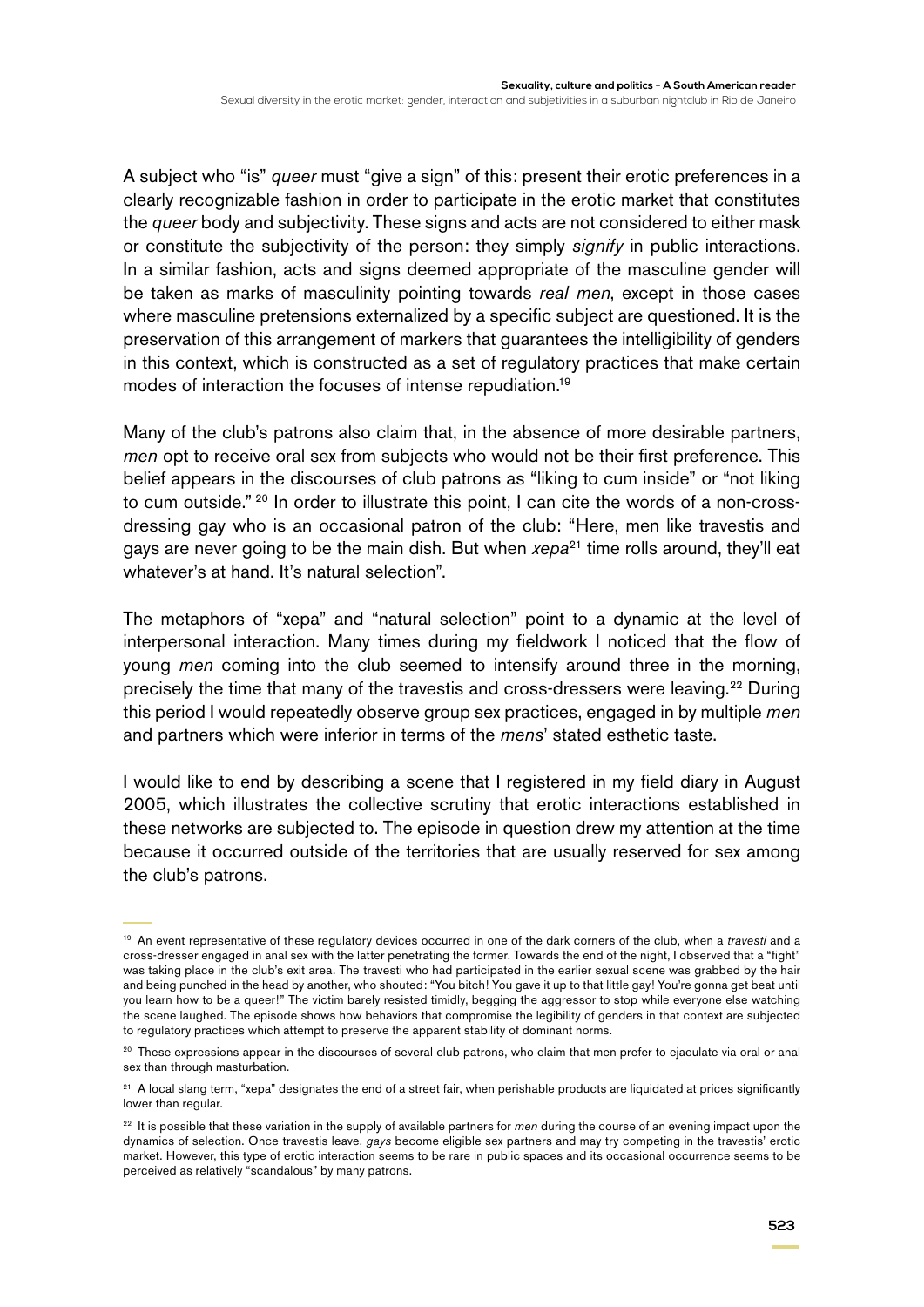A subject who "is" *queer* must "give a sign" of this: present their erotic preferences in a clearly recognizable fashion in order to participate in the erotic market that constitutes the *queer* body and subjectivity. These signs and acts are not considered to either mask or constitute the subjectivity of the person: they simply *signify* in public interactions. In a similar fashion, acts and signs deemed appropriate of the masculine gender will be taken as marks of masculinity pointing towards *real men*, except in those cases where masculine pretensions externalized by a specific subject are questioned. It is the preservation of this arrangement of markers that guarantees the intelligibility of genders in this context, which is constructed as a set of regulatory practices that make certain modes of interaction the focuses of intense repudiation.[19]

Many of the club's patrons also claim that, in the absence of more desirable partners, *men* opt to receive oral sex from subjects who would not be their first preference. This belief appears in the discourses of club patrons as "liking to cum inside" or "not liking to cum outside." [20] In order to illustrate this point, I can cite the words of a non-cross-dressing gay who is an occasional patron of the club: "Here, men like travestis and gays are never going to be the main dish. But when *xepa*[21] time rolls around, they'll eat whatever's at hand. It's natural selection".

The metaphors of "xepa" and "natural selection" point to a dynamic at the level of interpersonal interaction. Many times during my fieldwork I noticed that the flow of young *men* coming into the club seemed to intensify around three in the morning, precisely the time that many of the travestis and cross-dressers were leaving.[22] During this period I would repeatedly observe group sex practices, engaged in by multiple *men* and partners which were inferior in terms of the *mens*' stated esthetic taste.

I would like to end by describing a scene that I registered in my field diary in August 2005, which illustrates the collective scrutiny that erotic interactions established in these networks are subjected to. The episode in question drew my attention at the time because it occurred outside of the territories that are usually reserved for sex among the club's patrons.

---

[19] An event representative of these regulatory devices occurred in one of the dark corners of the club, when a *travesti* and a cross-dresser engaged in anal sex with the latter penetrating the former. Towards the end of the night, I observed that a "fight" was taking place in the club's exit area. The travesti who had participated in the earlier sexual scene was grabbed by the hair and being punched in the head by another, who shouted: "You bitch! You gave it up to that little gay! You're gonna get beat until you learn how to be a queer!" The victim barely resisted timidly, begging the aggressor to stop while everyone else watching the scene laughed. The episode shows how behaviors that compromise the legibility of genders in that context are subjected to regulatory practices which attempt to preserve the apparent stability of dominant norms.

[20] These expressions appear in the discourses of several club patrons, who claim that men prefer to ejaculate via oral or anal sex than through masturbation.

[21] A local slang term, "xepa" designates the end of a street fair, when perishable products are liquidated at prices significantly lower than regular.

[22] It is possible that these variation in the supply of available partners for *men* during the course of an evening impact upon the dynamics of selection. Once travestis leave, *gays* become eligible sex partners and may try competing in the travestis' erotic market. However, this type of erotic interaction seems to be rare in public spaces and its occasional occurrence seems to be perceived as relatively "scandalous" by many patrons.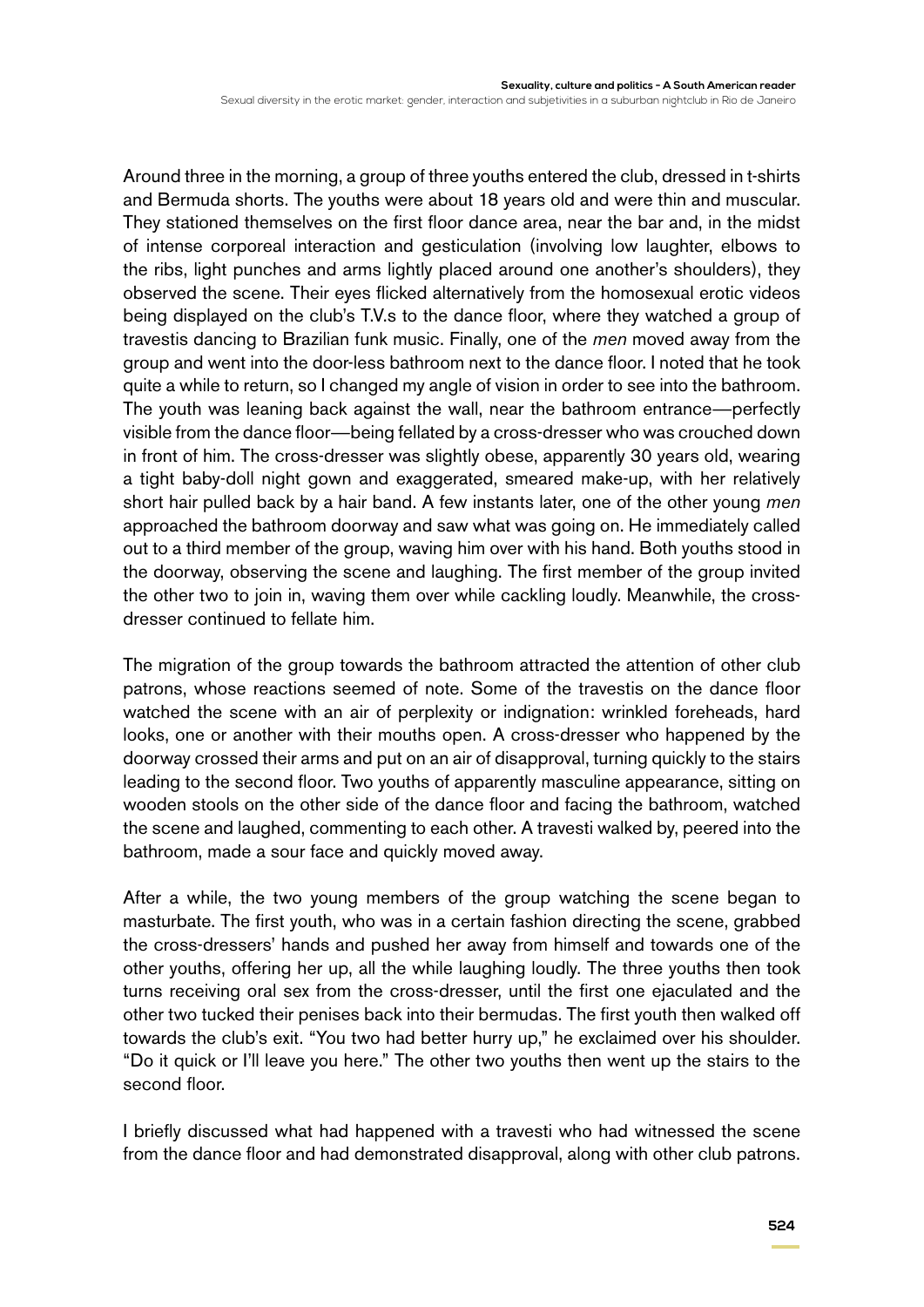Around three in the morning, a group of three youths entered the club, dressed in t-shirts and Bermuda shorts. The youths were about 18 years old and were thin and muscular. They stationed themselves on the first floor dance area, near the bar and, in the midst of intense corporeal interaction and gesticulation (involving low laughter, elbows to the ribs, light punches and arms lightly placed around one another's shoulders), they observed the scene. Their eyes flicked alternatively from the homosexual erotic videos being displayed on the club's T.V.s to the dance floor, where they watched a group of travestis dancing to Brazilian funk music. Finally, one of the *men* moved away from the group and went into the door-less bathroom next to the dance floor. I noted that he took quite a while to return, so I changed my angle of vision in order to see into the bathroom. The youth was leaning back against the wall, near the bathroom entrance—perfectly visible from the dance floor—being fellated by a cross-dresser who was crouched down in front of him. The cross-dresser was slightly obese, apparently 30 years old, wearing a tight baby-doll night gown and exaggerated, smeared make-up, with her relatively short hair pulled back by a hair band. A few instants later, one of the other young *men* approached the bathroom doorway and saw what was going on. He immediately called out to a third member of the group, waving him over with his hand. Both youths stood in the doorway, observing the scene and laughing. The first member of the group invited the other two to join in, waving them over while cackling loudly. Meanwhile, the cross-dresser continued to fellate him.

The migration of the group towards the bathroom attracted the attention of other club patrons, whose reactions seemed of note. Some of the travestis on the dance floor watched the scene with an air of perplexity or indignation: wrinkled foreheads, hard looks, one or another with their mouths open. A cross-dresser who happened by the doorway crossed their arms and put on an air of disapproval, turning quickly to the stairs leading to the second floor. Two youths of apparently masculine appearance, sitting on wooden stools on the other side of the dance floor and facing the bathroom, watched the scene and laughed, commenting to each other. A travesti walked by, peered into the bathroom, made a sour face and quickly moved away.

After a while, the two young members of the group watching the scene began to masturbate. The first youth, who was in a certain fashion directing the scene, grabbed the cross-dressers' hands and pushed her away from himself and towards one of the other youths, offering her up, all the while laughing loudly. The three youths then took turns receiving oral sex from the cross-dresser, until the first one ejaculated and the other two tucked their penises back into their bermudas. The first youth then walked off towards the club's exit. "You two had better hurry up," he exclaimed over his shoulder. "Do it quick or I'll leave you here." The other two youths then went up the stairs to the second floor.

I briefly discussed what had happened with a travesti who had witnessed the scene from the dance floor and had demonstrated disapproval, along with other club patrons.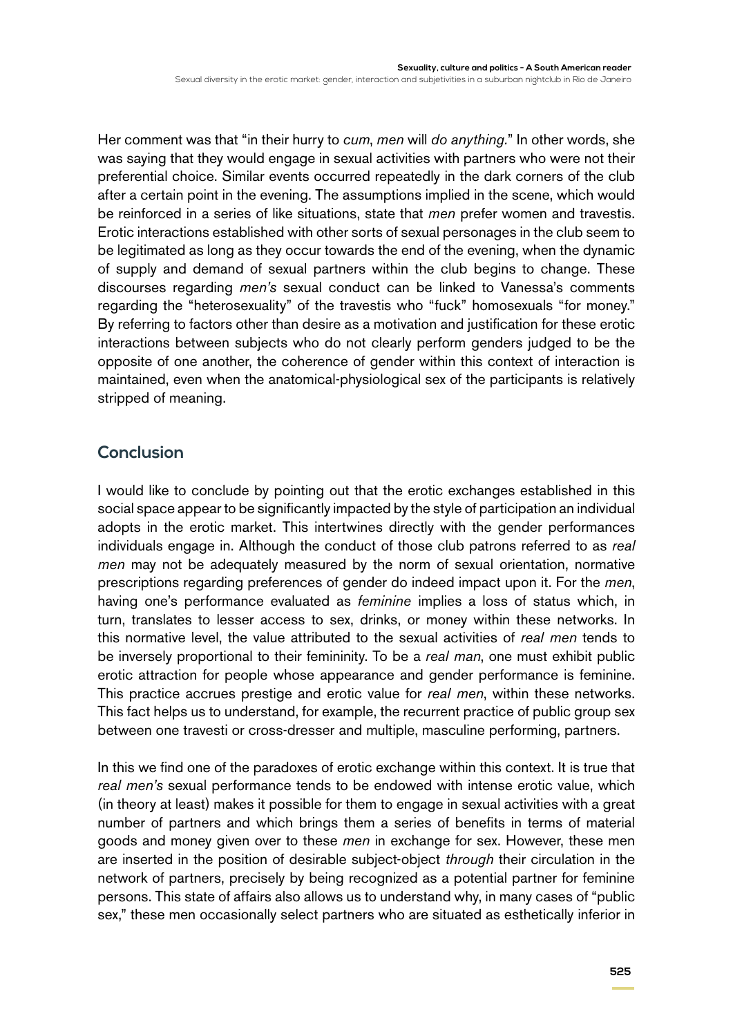Her comment was that "in their hurry to *cum*, *men* will *do anything*." In other words, she was saying that they would engage in sexual activities with partners who were not their preferential choice. Similar events occurred repeatedly in the dark corners of the club after a certain point in the evening. The assumptions implied in the scene, which would be reinforced in a series of like situations, state that *men* prefer women and travestis. Erotic interactions established with other sorts of sexual personages in the club seem to be legitimated as long as they occur towards the end of the evening, when the dynamic of supply and demand of sexual partners within the club begins to change. These discourses regarding *men's* sexual conduct can be linked to Vanessa's comments regarding the "heterosexuality" of the travestis who "fuck" homosexuals "for money." By referring to factors other than desire as a motivation and justification for these erotic interactions between subjects who do not clearly perform genders judged to be the opposite of one another, the coherence of gender within this context of interaction is maintained, even when the anatomical-physiological sex of the participants is relatively stripped of meaning.

## Conclusion

I would like to conclude by pointing out that the erotic exchanges established in this social space appear to be significantly impacted by the style of participation an individual adopts in the erotic market. This intertwines directly with the gender performances individuals engage in. Although the conduct of those club patrons referred to as *real men* may not be adequately measured by the norm of sexual orientation, normative prescriptions regarding preferences of gender do indeed impact upon it. For the *men*, having one's performance evaluated as *feminine* implies a loss of status which, in turn, translates to lesser access to sex, drinks, or money within these networks. In this normative level, the value attributed to the sexual activities of *real men* tends to be inversely proportional to their femininity. To be a *real man*, one must exhibit public erotic attraction for people whose appearance and gender performance is feminine. This practice accrues prestige and erotic value for *real men*, within these networks. This fact helps us to understand, for example, the recurrent practice of public group sex between one travesti or cross-dresser and multiple, masculine performing, partners.

In this we find one of the paradoxes of erotic exchange within this context. It is true that *real men's* sexual performance tends to be endowed with intense erotic value, which (in theory at least) makes it possible for them to engage in sexual activities with a great number of partners and which brings them a series of benefits in terms of material goods and money given over to these *men* in exchange for sex. However, these men are inserted in the position of desirable subject-object *through* their circulation in the network of partners, precisely by being recognized as a potential partner for feminine persons. This state of affairs also allows us to understand why, in many cases of "public sex," these men occasionally select partners who are situated as esthetically inferior in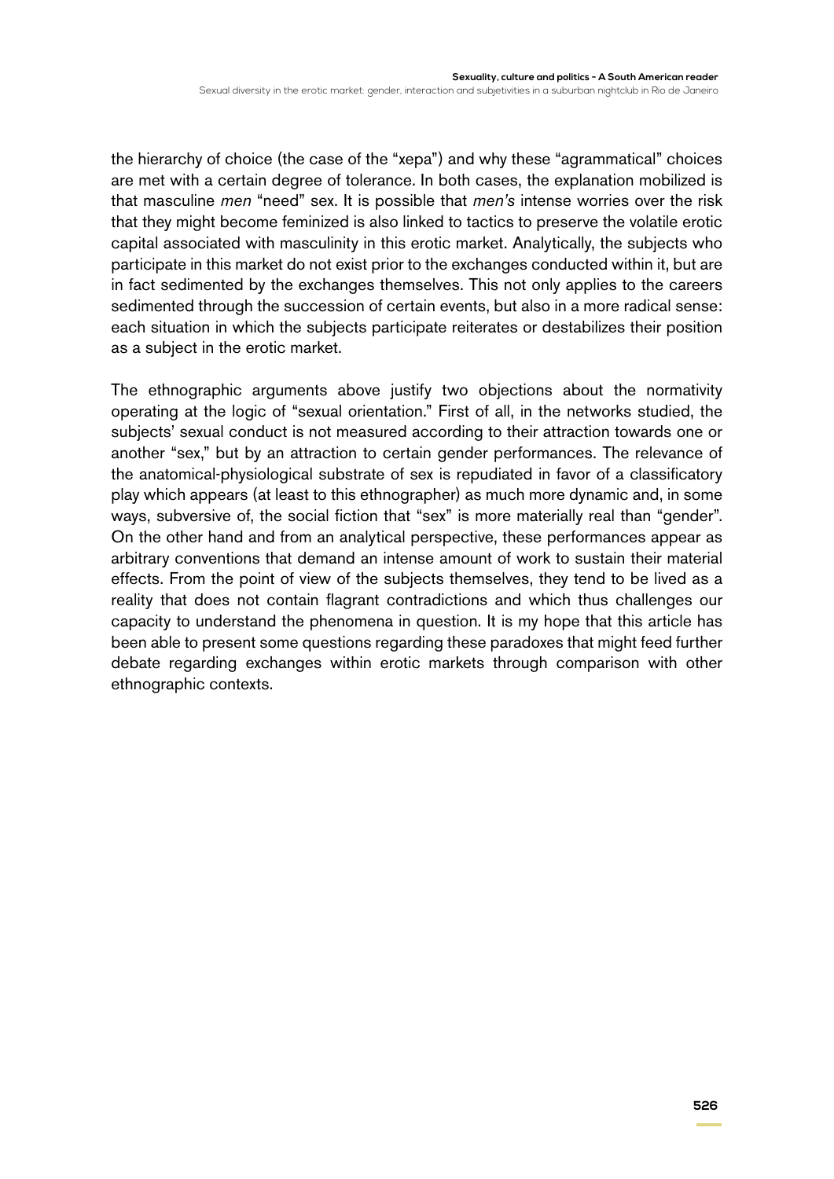the hierarchy of choice (the case of the "xepa") and why these "agrammatical" choices are met with a certain degree of tolerance. In both cases, the explanation mobilized is that masculine *men* "need" sex. It is possible that *men's* intense worries over the risk that they might become feminized is also linked to tactics to preserve the volatile erotic capital associated with masculinity in this erotic market. Analytically, the subjects who participate in this market do not exist prior to the exchanges conducted within it, but are in fact sedimented by the exchanges themselves. This not only applies to the careers sedimented through the succession of certain events, but also in a more radical sense: each situation in which the subjects participate reiterates or destabilizes their position as a subject in the erotic market.

The ethnographic arguments above justify two objections about the normativity operating at the logic of "sexual orientation." First of all, in the networks studied, the subjects' sexual conduct is not measured according to their attraction towards one or another "sex," but by an attraction to certain gender performances. The relevance of the anatomical-physiological substrate of sex is repudiated in favor of a classificatory play which appears (at least to this ethnographer) as much more dynamic and, in some ways, subversive of, the social fiction that "sex" is more materially real than "gender". On the other hand and from an analytical perspective, these performances appear as arbitrary conventions that demand an intense amount of work to sustain their material effects. From the point of view of the subjects themselves, they tend to be lived as a reality that does not contain flagrant contradictions and which thus challenges our capacity to understand the phenomena in question. It is my hope that this article has been able to present some questions regarding these paradoxes that might feed further debate regarding exchanges within erotic markets through comparison with other ethnographic contexts.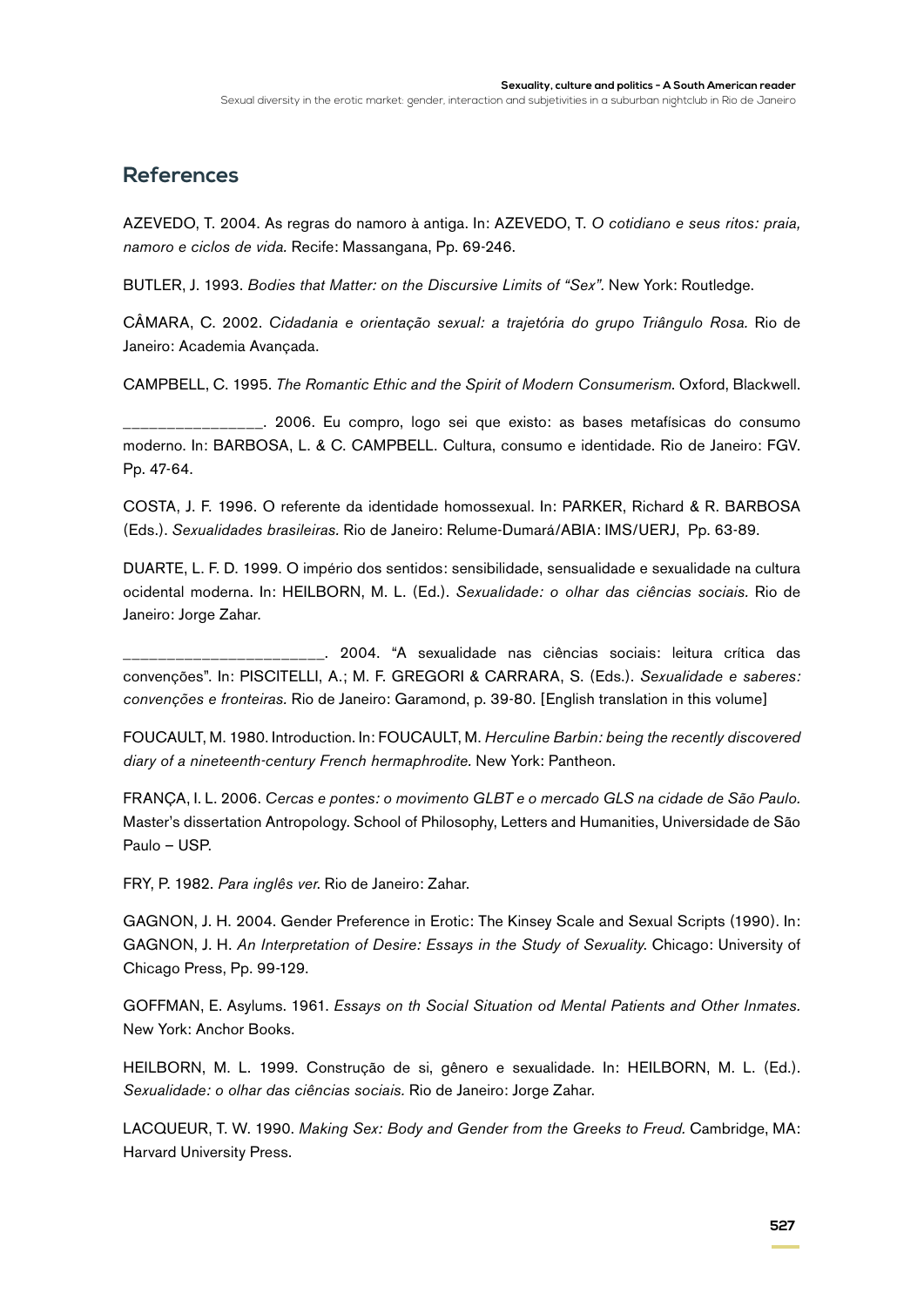## References

AZEVEDO, T. 2004. As regras do namoro à antiga. In: AZEVEDO, T. *O cotidiano e seus ritos: praia, namoro e ciclos de vida.* Recife: Massangana, Pp. 69-246.

BUTLER, J. 1993. *Bodies that Matter: on the Discursive Limits of "Sex"*. New York: Routledge.

CÂMARA, C. 2002. *Cidadania e orientação sexual: a trajetória do grupo Triângulo Rosa.* Rio de Janeiro: Academia Avançada.

CAMPBELL, C. 1995. *The Romantic Ethic and the Spirit of Modern Consumerism.* Oxford, Blackwell.

_______________. 2006. Eu compro, logo sei que existo: as bases metafísicas do consumo moderno. In: BARBOSA, L. & C. CAMPBELL. Cultura, consumo e identidade. Rio de Janeiro: FGV. Pp. 47-64.

COSTA, J. F. 1996. O referente da identidade homossexual. In: PARKER, Richard & R. BARBOSA (Eds.). *Sexualidades brasileiras.* Rio de Janeiro: Relume-Dumará/ABIA: IMS/UERJ, Pp. 63-89.

DUARTE, L. F. D. 1999. O império dos sentidos: sensibilidade, sensualidade e sexualidade na cultura ocidental moderna. In: HEILBORN, M. L. (Ed.). *Sexualidade: o olhar das ciências sociais.* Rio de Janeiro: Jorge Zahar.

______________________. 2004. "A sexualidade nas ciências sociais: leitura crítica das convenções". In: PISCITELLI, A.; M. F. GREGORI & CARRARA, S. (Eds.). *Sexualidade e saberes: convenções e fronteiras.* Rio de Janeiro: Garamond, p. 39-80. [English translation in this volume]

FOUCAULT, M. 1980. Introduction. In: FOUCAULT, M. *Herculine Barbin: being the recently discovered diary of a nineteenth-century French hermaphrodite.* New York: Pantheon.

FRANÇA, I. L. 2006. *Cercas e pontes: o movimento GLBT e o mercado GLS na cidade de São Paulo.* Master's dissertation Antropology. School of Philosophy, Letters and Humanities, Universidade de São Paulo – USP.

FRY, P. 1982. *Para inglês ver.* Rio de Janeiro: Zahar.

GAGNON, J. H. 2004. Gender Preference in Erotic: The Kinsey Scale and Sexual Scripts (1990). In: GAGNON, J. H. *An Interpretation of Desire: Essays in the Study of Sexuality.* Chicago: University of Chicago Press, Pp. 99-129.

GOFFMAN, E. Asylums. 1961. *Essays on th Social Situation od Mental Patients and Other Inmates.* New York: Anchor Books.

HEILBORN, M. L. 1999. Construção de si, gênero e sexualidade. In: HEILBORN, M. L. (Ed.). *Sexualidade: o olhar das ciências sociais.* Rio de Janeiro: Jorge Zahar.

LACQUEUR, T. W. 1990. *Making Sex: Body and Gender from the Greeks to Freud.* Cambridge, MA: Harvard University Press.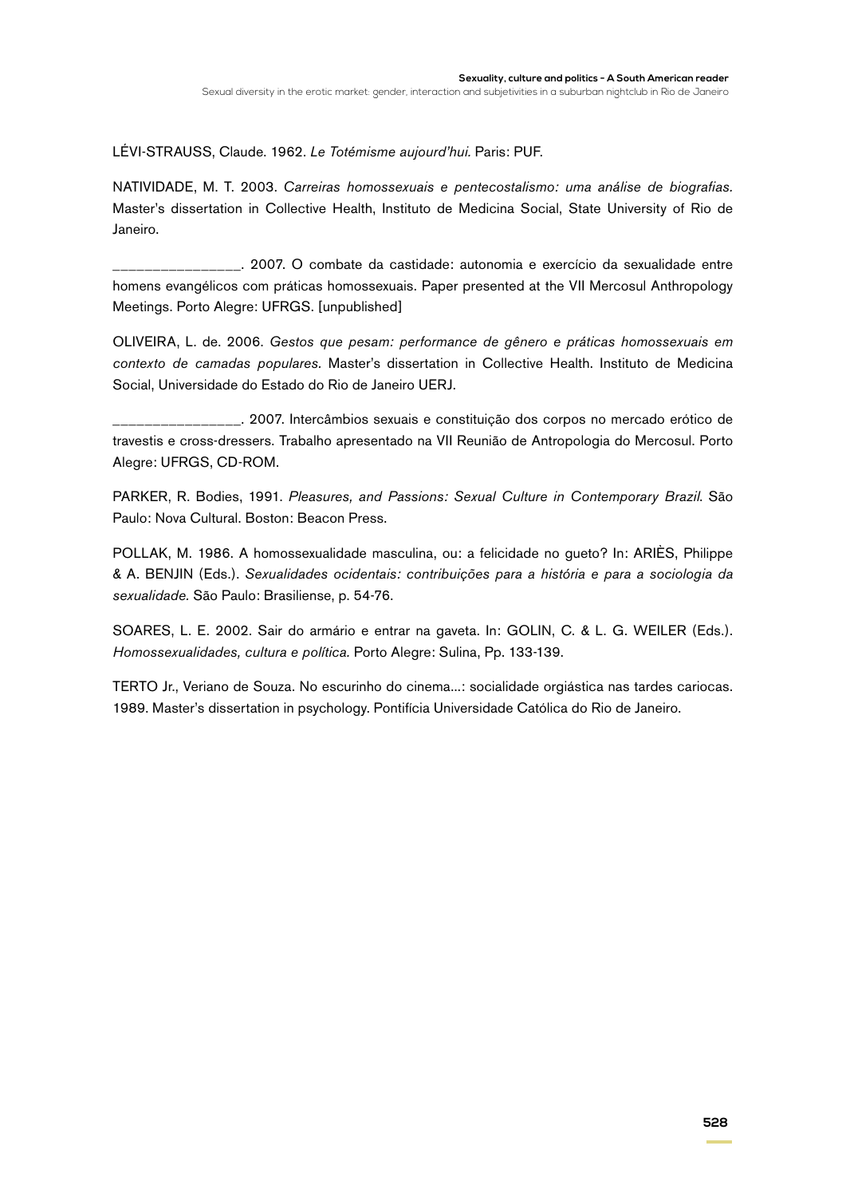LÉVI-STRAUSS, Claude. 1962. *Le Totémisme aujourd'hui*. Paris: PUF.

NATIVIDADE, M. T. 2003. *Carreiras homossexuais e pentecostalismo: uma análise de biografias.* Master's dissertation in Collective Health, Instituto de Medicina Social, State University of Rio de Janeiro.

________________. 2007. O combate da castidade: autonomia e exercício da sexualidade entre homens evangélicos com práticas homossexuais. Paper presented at the VII Mercosul Anthropology Meetings. Porto Alegre: UFRGS. [unpublished]

OLIVEIRA, L. de. 2006. *Gestos que pesam: performance de gênero e práticas homossexuais em contexto de camadas populares*. Master's dissertation in Collective Health. Instituto de Medicina Social, Universidade do Estado do Rio de Janeiro UERJ.

________________. 2007. Intercâmbios sexuais e constituição dos corpos no mercado erótico de travestis e cross-dressers. Trabalho apresentado na VII Reunião de Antropologia do Mercosul. Porto Alegre: UFRGS, CD-ROM.

PARKER, R. Bodies, 1991. *Pleasures, and Passions: Sexual Culture in Contemporary Brazil.* São Paulo: Nova Cultural. Boston: Beacon Press.

POLLAK, M. 1986. A homossexualidade masculina, ou: a felicidade no gueto? In: ARIÈS, Philippe & A. BENJIN (Eds.). *Sexualidades ocidentais: contribuições para a história e para a sociologia da sexualidade.* São Paulo: Brasiliense, p. 54-76.

SOARES, L. E. 2002. Sair do armário e entrar na gaveta. In: GOLIN, C. & L. G. WEILER (Eds.). *Homossexualidades, cultura e política.* Porto Alegre: Sulina, Pp. 133-139.

TERTO Jr., Veriano de Souza. No escurinho do cinema...: socialidade orgiástica nas tardes cariocas. 1989. Master's dissertation in psychology. Pontifícia Universidade Católica do Rio de Janeiro.